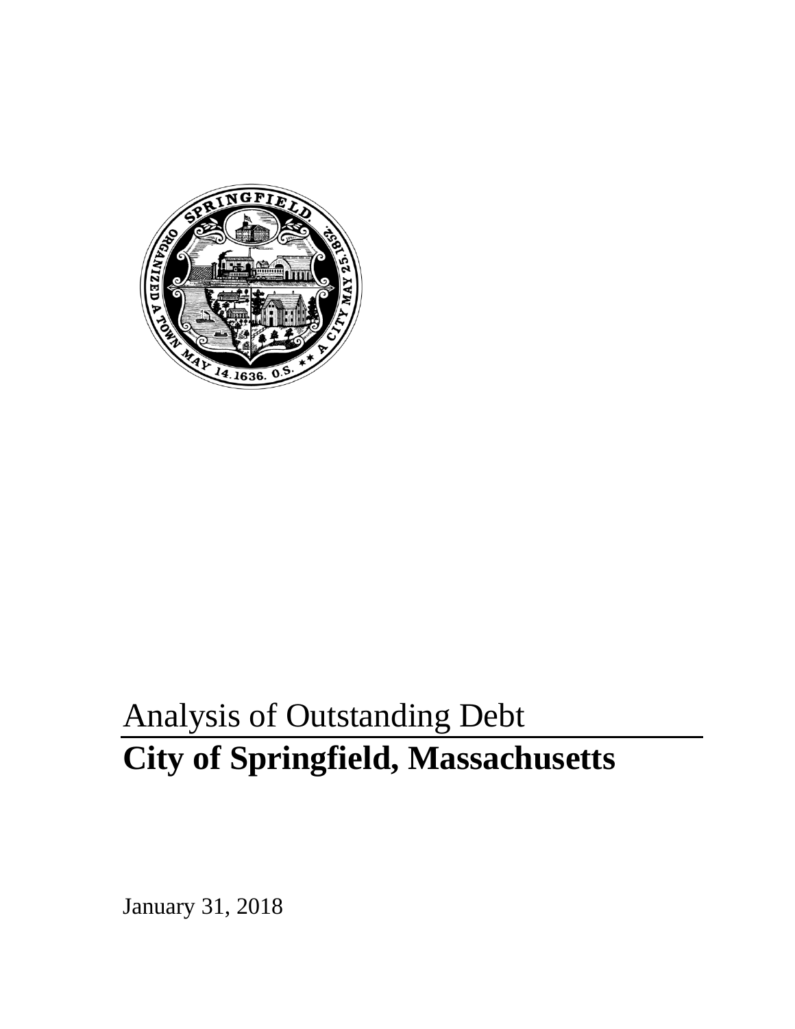Analysis of Outstanding Debt

# City of Springfield, Massachusetts

January 31, 2018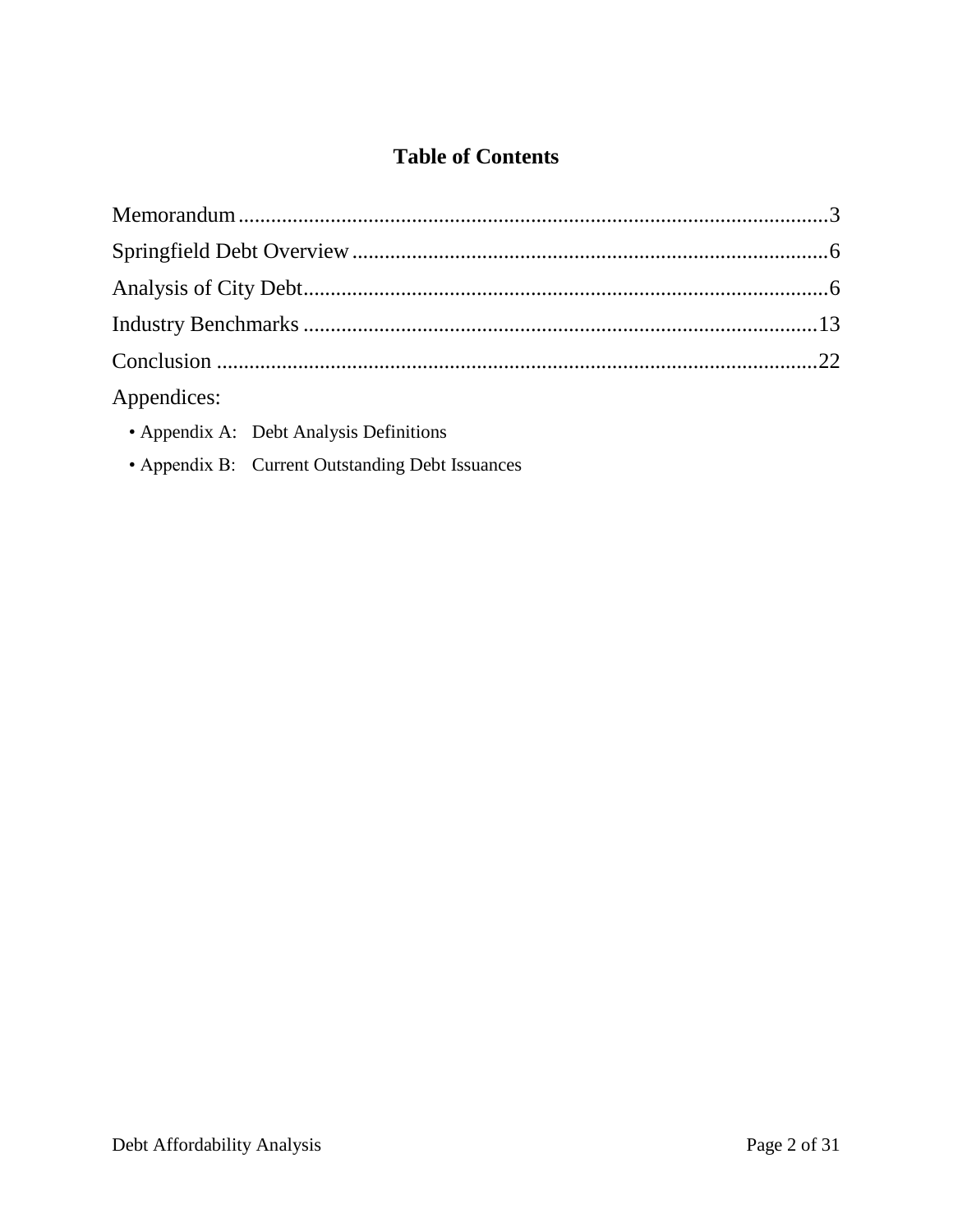# Table of Contents

Memorandum ........................................................................................................... 3

Springfield Debt Overview ....................................................................................... 6

Analysis of City Debt ................................................................................................ 6

Industry Benchmarks .............................................................................................. 13

Conclusion .............................................................................................................. 22

Appendices:

- Appendix A: Debt Analysis Definitions
- Appendix B: Current Outstanding Debt Issuances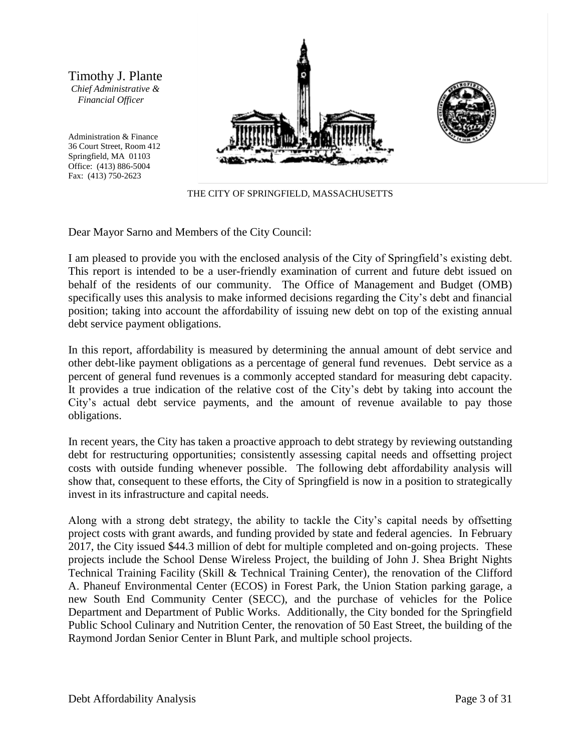Timothy J. Plante
*Chief Administrative & Financial Officer*

Administration & Finance
36 Court Street, Room 412
Springfield, MA 01103
Office: (413) 886-5004
Fax: (413) 750-2623

THE CITY OF SPRINGFIELD, MASSACHUSETTS

Dear Mayor Sarno and Members of the City Council:

I am pleased to provide you with the enclosed analysis of the City of Springfield's existing debt. This report is intended to be a user-friendly examination of current and future debt issued on behalf of the residents of our community. The Office of Management and Budget (OMB) specifically uses this analysis to make informed decisions regarding the City's debt and financial position; taking into account the affordability of issuing new debt on top of the existing annual debt service payment obligations.

In this report, affordability is measured by determining the annual amount of debt service and other debt-like payment obligations as a percentage of general fund revenues. Debt service as a percent of general fund revenues is a commonly accepted standard for measuring debt capacity. It provides a true indication of the relative cost of the City's debt by taking into account the City's actual debt service payments, and the amount of revenue available to pay those obligations.

In recent years, the City has taken a proactive approach to debt strategy by reviewing outstanding debt for restructuring opportunities; consistently assessing capital needs and offsetting project costs with outside funding whenever possible. The following debt affordability analysis will show that, consequent to these efforts, the City of Springfield is now in a position to strategically invest in its infrastructure and capital needs.

Along with a strong debt strategy, the ability to tackle the City's capital needs by offsetting project costs with grant awards, and funding provided by state and federal agencies. In February 2017, the City issued $44.3 million of debt for multiple completed and on-going projects. These projects include the School Dense Wireless Project, the building of John J. Shea Bright Nights Technical Training Facility (Skill & Technical Training Center), the renovation of the Clifford A. Phaneuf Environmental Center (ECOS) in Forest Park, the Union Station parking garage, a new South End Community Center (SECC), and the purchase of vehicles for the Police Department and Department of Public Works. Additionally, the City bonded for the Springfield Public School Culinary and Nutrition Center, the renovation of 50 East Street, the building of the Raymond Jordan Senior Center in Blunt Park, and multiple school projects.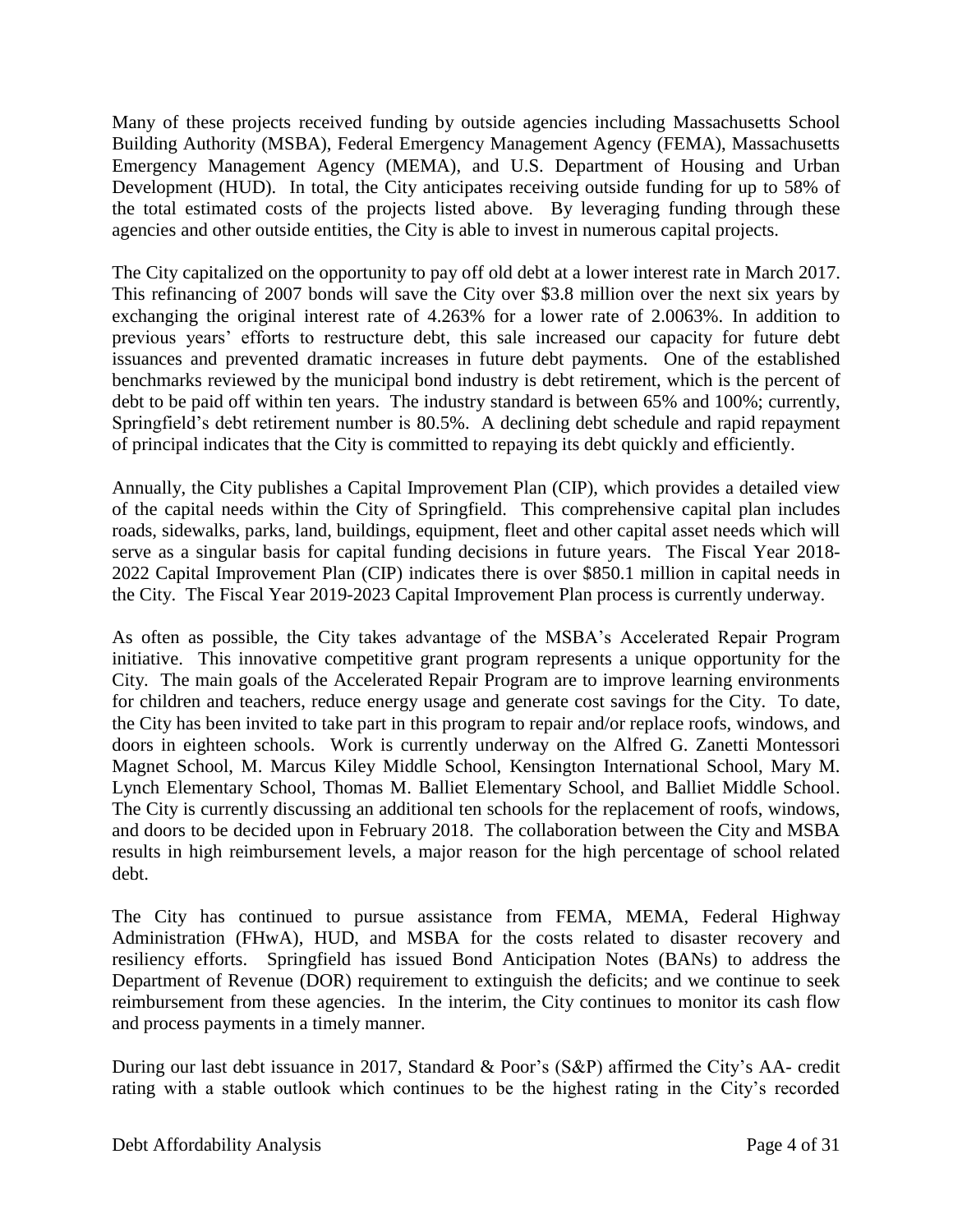Many of these projects received funding by outside agencies including Massachusetts School Building Authority (MSBA), Federal Emergency Management Agency (FEMA), Massachusetts Emergency Management Agency (MEMA), and U.S. Department of Housing and Urban Development (HUD). In total, the City anticipates receiving outside funding for up to 58% of the total estimated costs of the projects listed above. By leveraging funding through these agencies and other outside entities, the City is able to invest in numerous capital projects.

The City capitalized on the opportunity to pay off old debt at a lower interest rate in March 2017. This refinancing of 2007 bonds will save the City over $3.8 million over the next six years by exchanging the original interest rate of 4.263% for a lower rate of 2.0063%. In addition to previous years' efforts to restructure debt, this sale increased our capacity for future debt issuances and prevented dramatic increases in future debt payments. One of the established benchmarks reviewed by the municipal bond industry is debt retirement, which is the percent of debt to be paid off within ten years. The industry standard is between 65% and 100%; currently, Springfield's debt retirement number is 80.5%. A declining debt schedule and rapid repayment of principal indicates that the City is committed to repaying its debt quickly and efficiently.

Annually, the City publishes a Capital Improvement Plan (CIP), which provides a detailed view of the capital needs within the City of Springfield. This comprehensive capital plan includes roads, sidewalks, parks, land, buildings, equipment, fleet and other capital asset needs which will serve as a singular basis for capital funding decisions in future years. The Fiscal Year 2018-2022 Capital Improvement Plan (CIP) indicates there is over $850.1 million in capital needs in the City. The Fiscal Year 2019-2023 Capital Improvement Plan process is currently underway.

As often as possible, the City takes advantage of the MSBA's Accelerated Repair Program initiative. This innovative competitive grant program represents a unique opportunity for the City. The main goals of the Accelerated Repair Program are to improve learning environments for children and teachers, reduce energy usage and generate cost savings for the City. To date, the City has been invited to take part in this program to repair and/or replace roofs, windows, and doors in eighteen schools. Work is currently underway on the Alfred G. Zanetti Montessori Magnet School, M. Marcus Kiley Middle School, Kensington International School, Mary M. Lynch Elementary School, Thomas M. Balliet Elementary School, and Balliet Middle School. The City is currently discussing an additional ten schools for the replacement of roofs, windows, and doors to be decided upon in February 2018. The collaboration between the City and MSBA results in high reimbursement levels, a major reason for the high percentage of school related debt.

The City has continued to pursue assistance from FEMA, MEMA, Federal Highway Administration (FHwA), HUD, and MSBA for the costs related to disaster recovery and resiliency efforts. Springfield has issued Bond Anticipation Notes (BANs) to address the Department of Revenue (DOR) requirement to extinguish the deficits; and we continue to seek reimbursement from these agencies. In the interim, the City continues to monitor its cash flow and process payments in a timely manner.

During our last debt issuance in 2017, Standard & Poor's (S&P) affirmed the City's AA- credit rating with a stable outlook which continues to be the highest rating in the City's recorded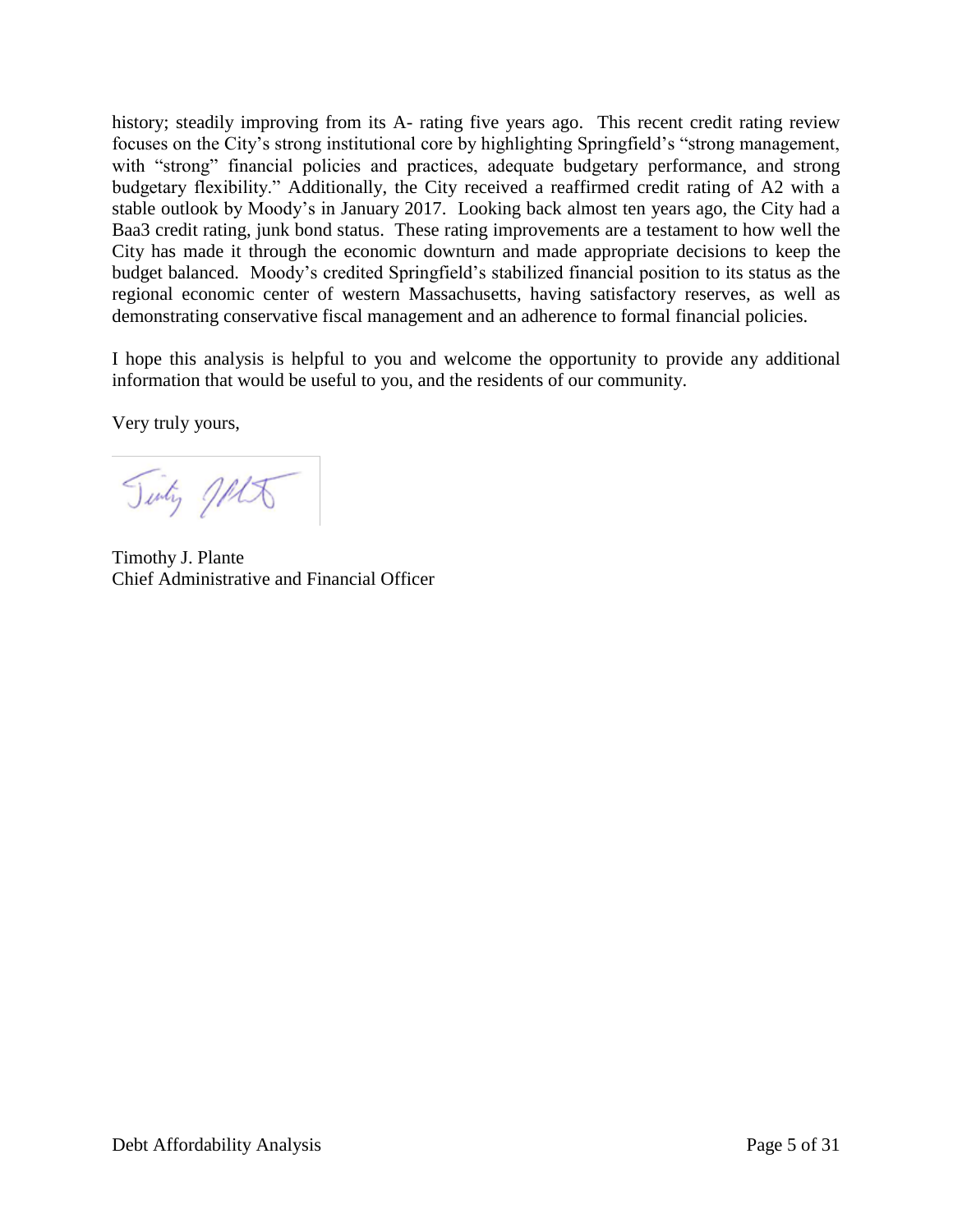history; steadily improving from its A- rating five years ago. This recent credit rating review focuses on the City's strong institutional core by highlighting Springfield's "strong management, with "strong" financial policies and practices, adequate budgetary performance, and strong budgetary flexibility." Additionally, the City received a reaffirmed credit rating of A2 with a stable outlook by Moody's in January 2017. Looking back almost ten years ago, the City had a Baa3 credit rating, junk bond status. These rating improvements are a testament to how well the City has made it through the economic downturn and made appropriate decisions to keep the budget balanced. Moody's credited Springfield's stabilized financial position to its status as the regional economic center of western Massachusetts, having satisfactory reserves, as well as demonstrating conservative fiscal management and an adherence to formal financial policies.

I hope this analysis is helpful to you and welcome the opportunity to provide any additional information that would be useful to you, and the residents of our community.

Very truly yours,

Timothy J. Plante
Chief Administrative and Financial Officer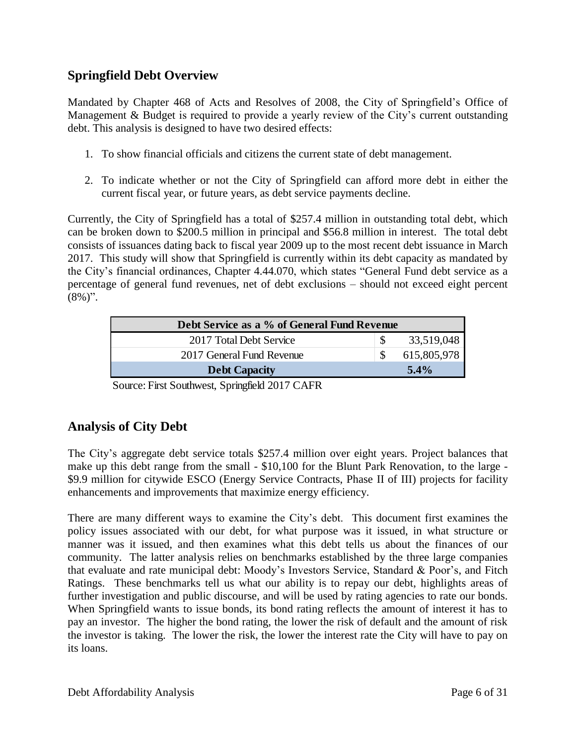## Springfield Debt Overview

Mandated by Chapter 468 of Acts and Resolves of 2008, the City of Springfield's Office of Management & Budget is required to provide a yearly review of the City's current outstanding debt. This analysis is designed to have two desired effects:

1. To show financial officials and citizens the current state of debt management.

2. To indicate whether or not the City of Springfield can afford more debt in either the current fiscal year, or future years, as debt service payments decline.

Currently, the City of Springfield has a total of $257.4 million in outstanding total debt, which can be broken down to $200.5 million in principal and $56.8 million in interest. The total debt consists of issuances dating back to fiscal year 2009 up to the most recent debt issuance in March 2017. This study will show that Springfield is currently within its debt capacity as mandated by the City's financial ordinances, Chapter 4.44.070, which states "General Fund debt service as a percentage of general fund revenues, net of debt exclusions – should not exceed eight percent (8%)".

| Debt Service as a % of General Fund Revenue | | |
|---|---|---|
| 2017 Total Debt Service | $ | 33,519,048 |
| 2017 General Fund Revenue | $ | 615,805,978 |
| **Debt Capacity** | | **5.4%** |

Source: First Southwest, Springfield 2017 CAFR

## Analysis of City Debt

The City's aggregate debt service totals $257.4 million over eight years. Project balances that make up this debt range from the small - $10,100 for the Blunt Park Renovation, to the large - $9.9 million for citywide ESCO (Energy Service Contracts, Phase II of III) projects for facility enhancements and improvements that maximize energy efficiency.

There are many different ways to examine the City's debt. This document first examines the policy issues associated with our debt, for what purpose was it issued, in what structure or manner was it issued, and then examines what this debt tells us about the finances of our community. The latter analysis relies on benchmarks established by the three large companies that evaluate and rate municipal debt: Moody's Investors Service, Standard & Poor's, and Fitch Ratings. These benchmarks tell us what our ability is to repay our debt, highlights areas of further investigation and public discourse, and will be used by rating agencies to rate our bonds. When Springfield wants to issue bonds, its bond rating reflects the amount of interest it has to pay an investor. The higher the bond rating, the lower the risk of default and the amount of risk the investor is taking. The lower the risk, the lower the interest rate the City will have to pay on its loans.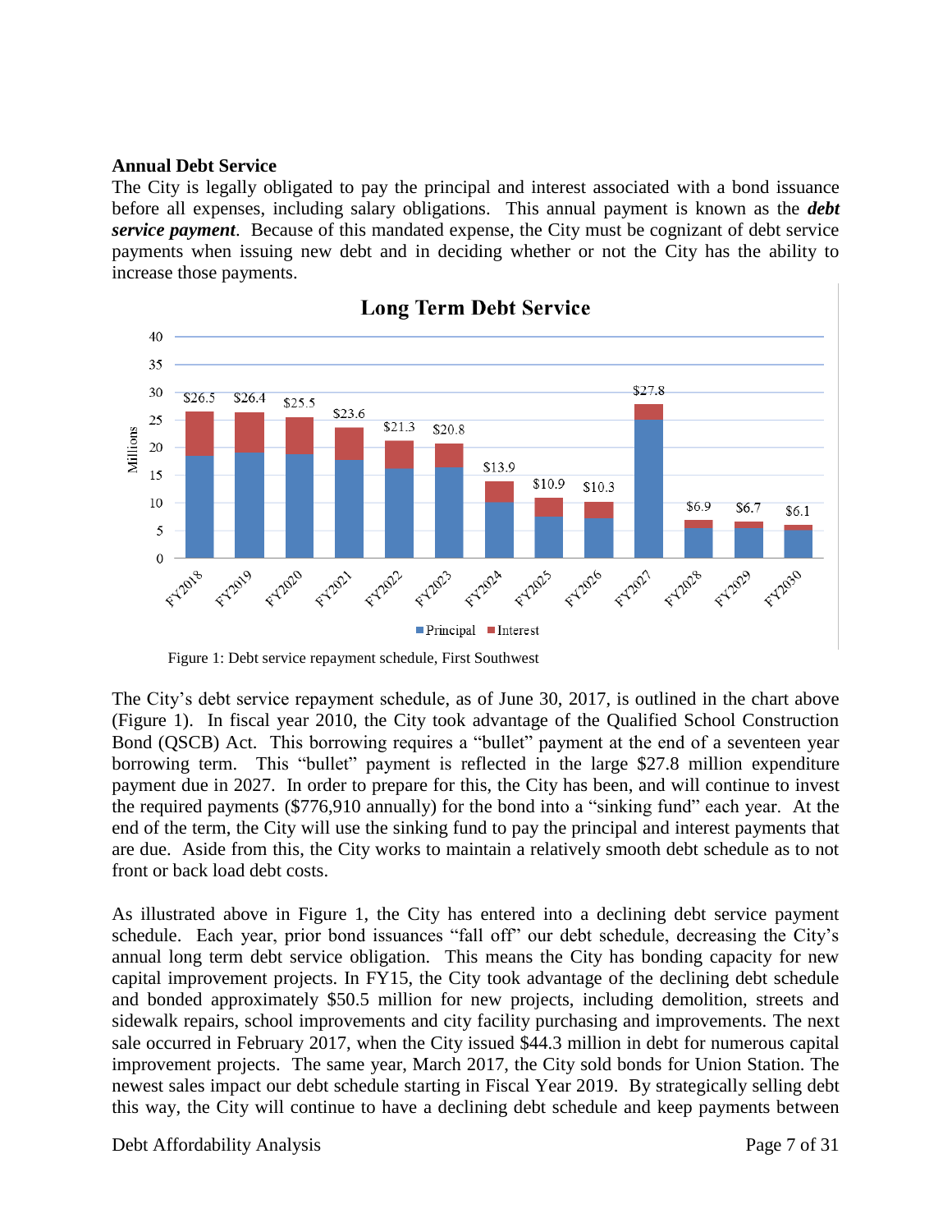### Annual Debt Service

The City is legally obligated to pay the principal and interest associated with a bond issuance before all expenses, including salary obligations. This annual payment is known as the ***debt service payment***. Because of this mandated expense, the City must be cognizant of debt service payments when issuing new debt and in deciding whether or not the City has the ability to increase those payments.

Figure 1: Debt service repayment schedule, First Southwest

The City's debt service repayment schedule, as of June 30, 2017, is outlined in the chart above (Figure 1). In fiscal year 2010, the City took advantage of the Qualified School Construction Bond (QSCB) Act. This borrowing requires a "bullet" payment at the end of a seventeen year borrowing term. This "bullet" payment is reflected in the large $27.8 million expenditure payment due in 2027. In order to prepare for this, the City has been, and will continue to invest the required payments ($776,910 annually) for the bond into a "sinking fund" each year. At the end of the term, the City will use the sinking fund to pay the principal and interest payments that are due. Aside from this, the City works to maintain a relatively smooth debt schedule as to not front or back load debt costs.

As illustrated above in Figure 1, the City has entered into a declining debt service payment schedule. Each year, prior bond issuances "fall off" our debt schedule, decreasing the City's annual long term debt service obligation. This means the City has bonding capacity for new capital improvement projects. In FY15, the City took advantage of the declining debt schedule and bonded approximately $50.5 million for new projects, including demolition, streets and sidewalk repairs, school improvements and city facility purchasing and improvements. The next sale occurred in February 2017, when the City issued $44.3 million in debt for numerous capital improvement projects. The same year, March 2017, the City sold bonds for Union Station. The newest sales impact our debt schedule starting in Fiscal Year 2019. By strategically selling debt this way, the City will continue to have a declining debt schedule and keep payments between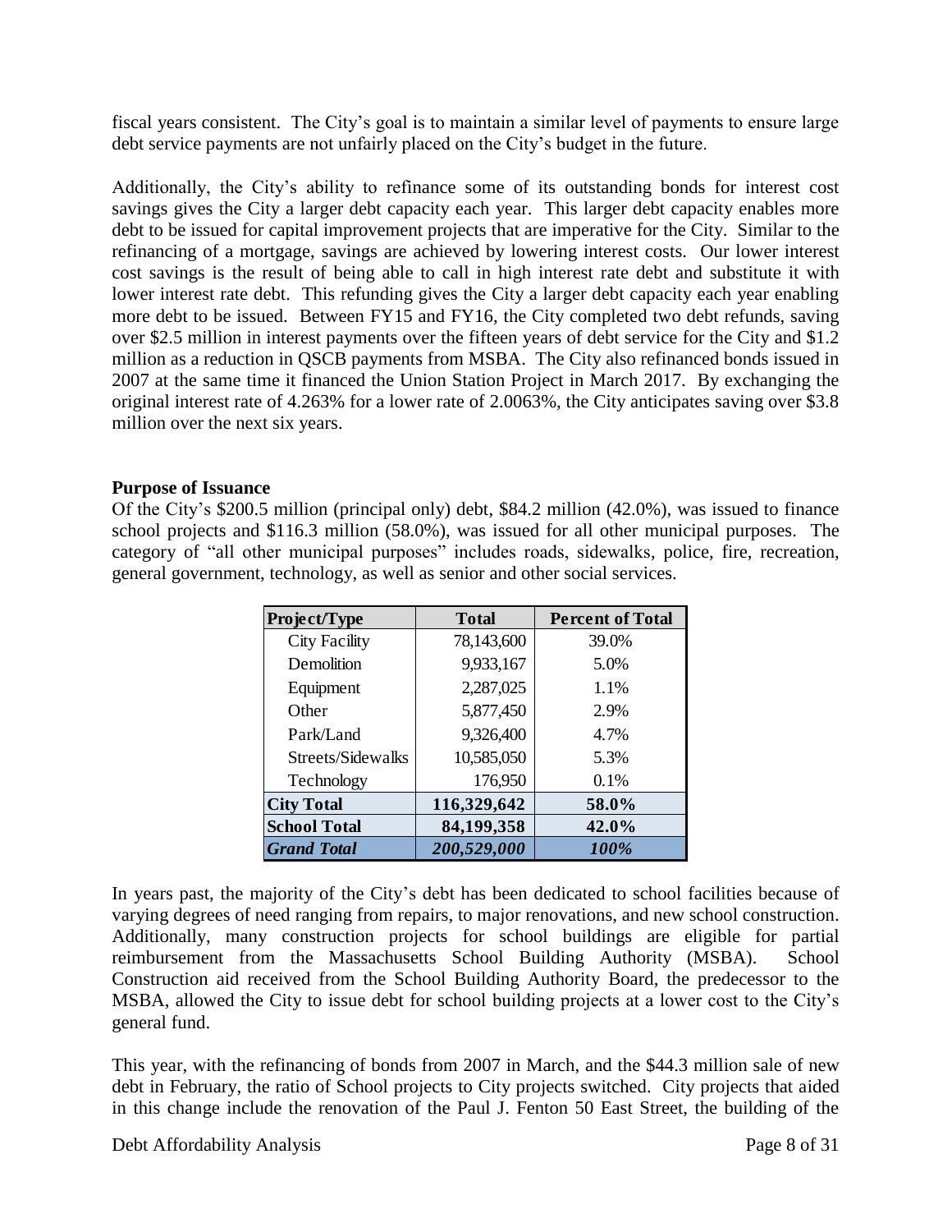fiscal years consistent. The City's goal is to maintain a similar level of payments to ensure large debt service payments are not unfairly placed on the City's budget in the future.

Additionally, the City's ability to refinance some of its outstanding bonds for interest cost savings gives the City a larger debt capacity each year. This larger debt capacity enables more debt to be issued for capital improvement projects that are imperative for the City. Similar to the refinancing of a mortgage, savings are achieved by lowering interest costs. Our lower interest cost savings is the result of being able to call in high interest rate debt and substitute it with lower interest rate debt. This refunding gives the City a larger debt capacity each year enabling more debt to be issued. Between FY15 and FY16, the City completed two debt refunds, saving over \$2.5 million in interest payments over the fifteen years of debt service for the City and \$1.2 million as a reduction in QSCB payments from MSBA. The City also refinanced bonds issued in 2007 at the same time it financed the Union Station Project in March 2017. By exchanging the original interest rate of 4.263% for a lower rate of 2.0063%, the City anticipates saving over \$3.8 million over the next six years.

**Purpose of Issuance**

Of the City's \$200.5 million (principal only) debt, \$84.2 million (42.0%), was issued to finance school projects and \$116.3 million (58.0%), was issued for all other municipal purposes. The category of "all other municipal purposes" includes roads, sidewalks, police, fire, recreation, general government, technology, as well as senior and other social services.

| Project/Type | Total | Percent of Total |
|---|---|---|
| City Facility | 78,143,600 | 39.0% |
| Demolition | 9,933,167 | 5.0% |
| Equipment | 2,287,025 | 1.1% |
| Other | 5,877,450 | 2.9% |
| Park/Land | 9,326,400 | 4.7% |
| Streets/Sidewalks | 10,585,050 | 5.3% |
| Technology | 176,950 | 0.1% |
| **City Total** | **116,329,642** | **58.0%** |
| **School Total** | **84,199,358** | **42.0%** |
| ***Grand Total*** | ***200,529,000*** | ***100%*** |

In years past, the majority of the City's debt has been dedicated to school facilities because of varying degrees of need ranging from repairs, to major renovations, and new school construction. Additionally, many construction projects for school buildings are eligible for partial reimbursement from the Massachusetts School Building Authority (MSBA). School Construction aid received from the School Building Authority Board, the predecessor to the MSBA, allowed the City to issue debt for school building projects at a lower cost to the City's general fund.

This year, with the refinancing of bonds from 2007 in March, and the \$44.3 million sale of new debt in February, the ratio of School projects to City projects switched. City projects that aided in this change include the renovation of the Paul J. Fenton 50 East Street, the building of the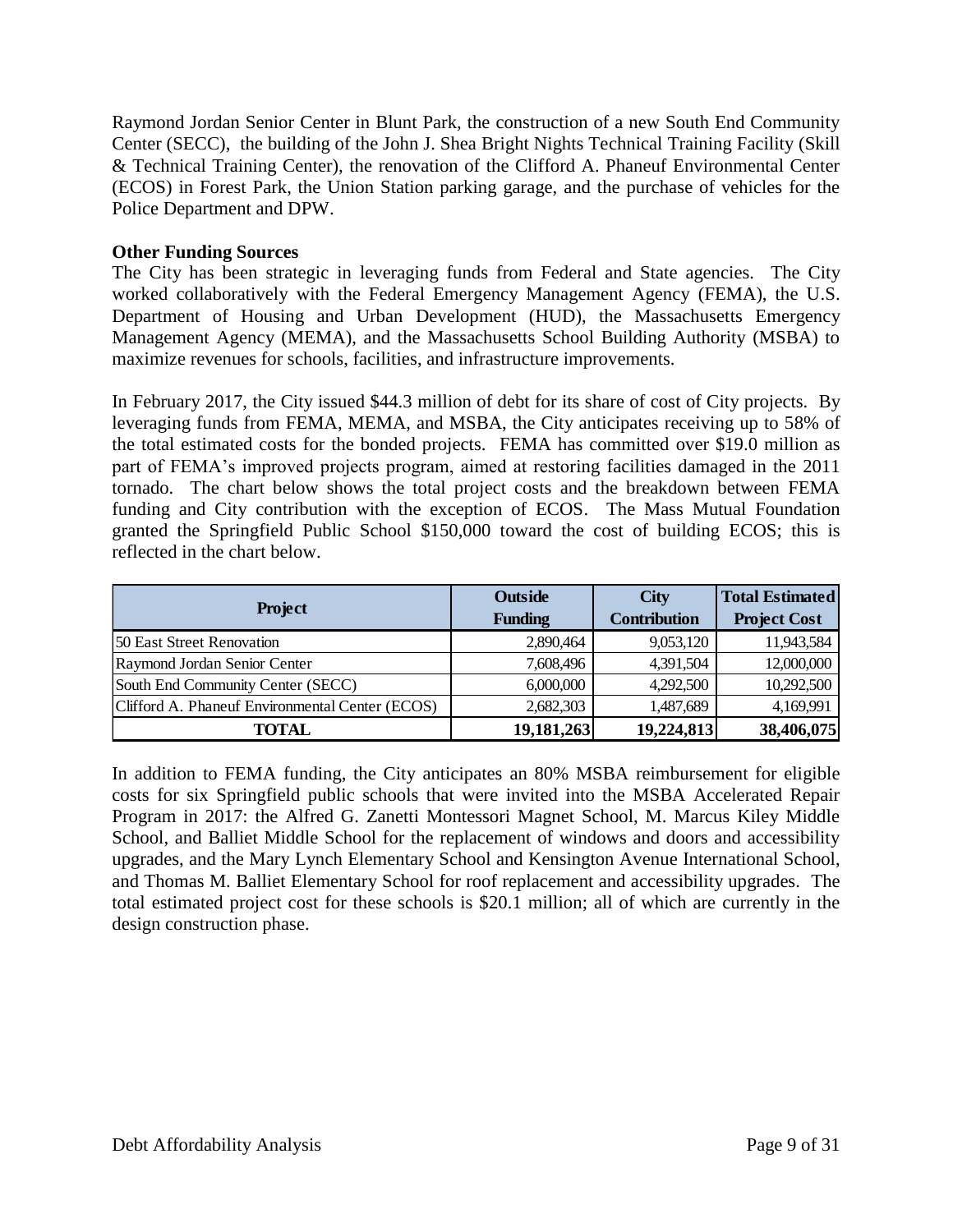Raymond Jordan Senior Center in Blunt Park, the construction of a new South End Community Center (SECC), the building of the John J. Shea Bright Nights Technical Training Facility (Skill & Technical Training Center), the renovation of the Clifford A. Phaneuf Environmental Center (ECOS) in Forest Park, the Union Station parking garage, and the purchase of vehicles for the Police Department and DPW.

**Other Funding Sources**

The City has been strategic in leveraging funds from Federal and State agencies. The City worked collaboratively with the Federal Emergency Management Agency (FEMA), the U.S. Department of Housing and Urban Development (HUD), the Massachusetts Emergency Management Agency (MEMA), and the Massachusetts School Building Authority (MSBA) to maximize revenues for schools, facilities, and infrastructure improvements.

In February 2017, the City issued $44.3 million of debt for its share of cost of City projects. By leveraging funds from FEMA, MEMA, and MSBA, the City anticipates receiving up to 58% of the total estimated costs for the bonded projects. FEMA has committed over $19.0 million as part of FEMA's improved projects program, aimed at restoring facilities damaged in the 2011 tornado. The chart below shows the total project costs and the breakdown between FEMA funding and City contribution with the exception of ECOS. The Mass Mutual Foundation granted the Springfield Public School $150,000 toward the cost of building ECOS; this is reflected in the chart below.

| Project | Outside Funding | City Contribution | Total Estimated Project Cost |
|---|---|---|---|
| 50 East Street Renovation | 2,890,464 | 9,053,120 | 11,943,584 |
| Raymond Jordan Senior Center | 7,608,496 | 4,391,504 | 12,000,000 |
| South End Community Center (SECC) | 6,000,000 | 4,292,500 | 10,292,500 |
| Clifford A. Phaneuf Environmental Center (ECOS) | 2,682,303 | 1,487,689 | 4,169,991 |
| **TOTAL** | **19,181,263** | **19,224,813** | **38,406,075** |

In addition to FEMA funding, the City anticipates an 80% MSBA reimbursement for eligible costs for six Springfield public schools that were invited into the MSBA Accelerated Repair Program in 2017: the Alfred G. Zanetti Montessori Magnet School, M. Marcus Kiley Middle School, and Balliet Middle School for the replacement of windows and doors and accessibility upgrades, and the Mary Lynch Elementary School and Kensington Avenue International School, and Thomas M. Balliet Elementary School for roof replacement and accessibility upgrades. The total estimated project cost for these schools is $20.1 million; all of which are currently in the design construction phase.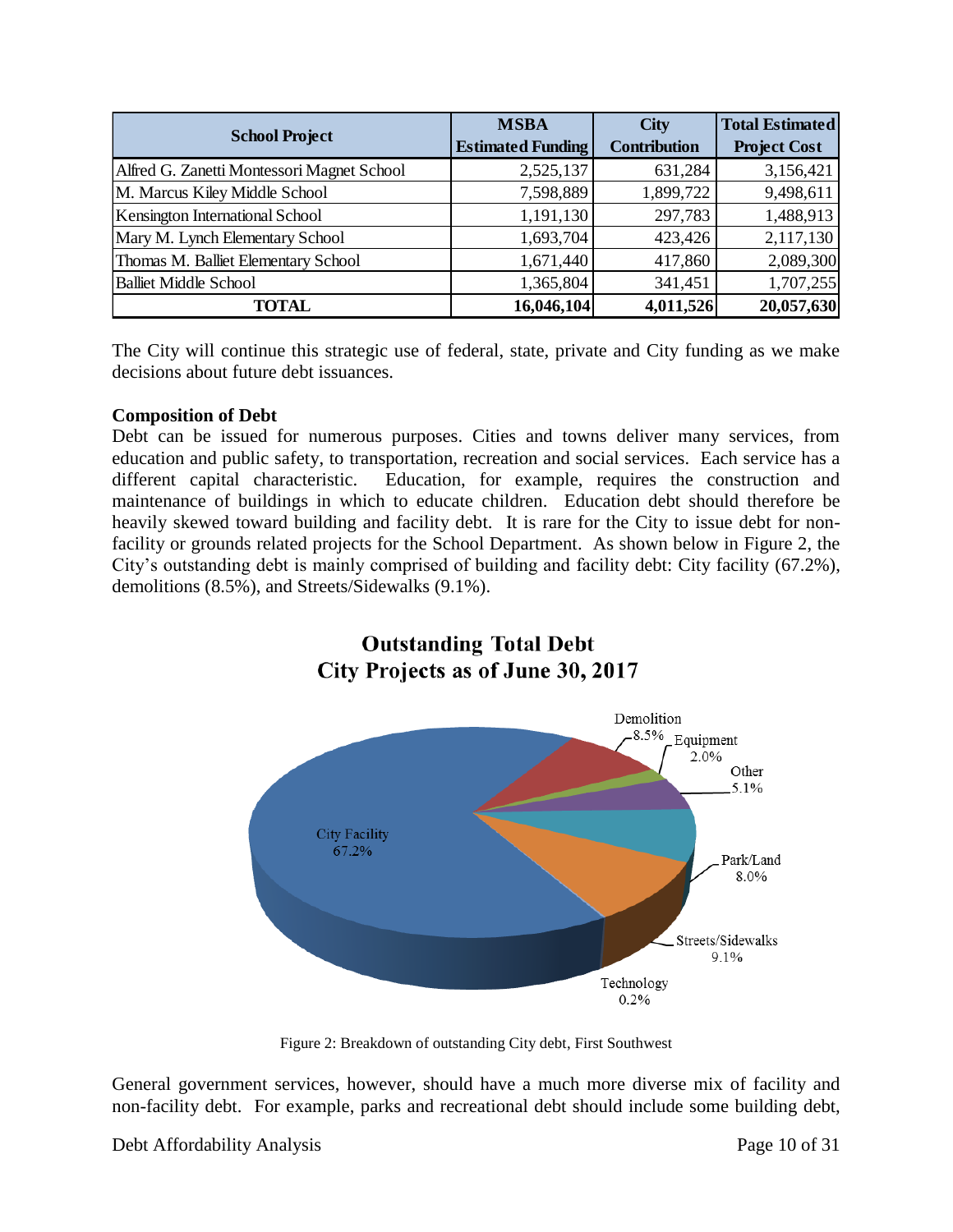| School Project | MSBA Estimated Funding | City Contribution | Total Estimated Project Cost |
|---|---|---|---|
| Alfred G. Zanetti Montessori Magnet School | 2,525,137 | 631,284 | 3,156,421 |
| M. Marcus Kiley Middle School | 7,598,889 | 1,899,722 | 9,498,611 |
| Kensington International School | 1,191,130 | 297,783 | 1,488,913 |
| Mary M. Lynch Elementary School | 1,693,704 | 423,426 | 2,117,130 |
| Thomas M. Balliet Elementary School | 1,671,440 | 417,860 | 2,089,300 |
| Balliet Middle School | 1,365,804 | 341,451 | 1,707,255 |
| **TOTAL** | **16,046,104** | **4,011,526** | **20,057,630** |

The City will continue this strategic use of federal, state, private and City funding as we make decisions about future debt issuances.

**Composition of Debt**

Debt can be issued for numerous purposes. Cities and towns deliver many services, from education and public safety, to transportation, recreation and social services. Each service has a different capital characteristic. Education, for example, requires the construction and maintenance of buildings in which to educate children. Education debt should therefore be heavily skewed toward building and facility debt. It is rare for the City to issue debt for non-facility or grounds related projects for the School Department. As shown below in Figure 2, the City's outstanding debt is mainly comprised of building and facility debt: City facility (67.2%), demolitions (8.5%), and Streets/Sidewalks (9.1%).

**Outstanding Total Debt**
**City Projects as of June 30, 2017**

| Category | Share |
|---|---|
| City Facility | 67.2% |
| Demolition | 8.5% |
| Equipment | 2.0% |
| Other | 5.1% |
| Park/Land | 8.0% |
| Streets/Sidewalks | 9.1% |
| Technology | 0.2% |

Figure 2: Breakdown of outstanding City debt, First Southwest

General government services, however, should have a much more diverse mix of facility and non-facility debt. For example, parks and recreational debt should include some building debt,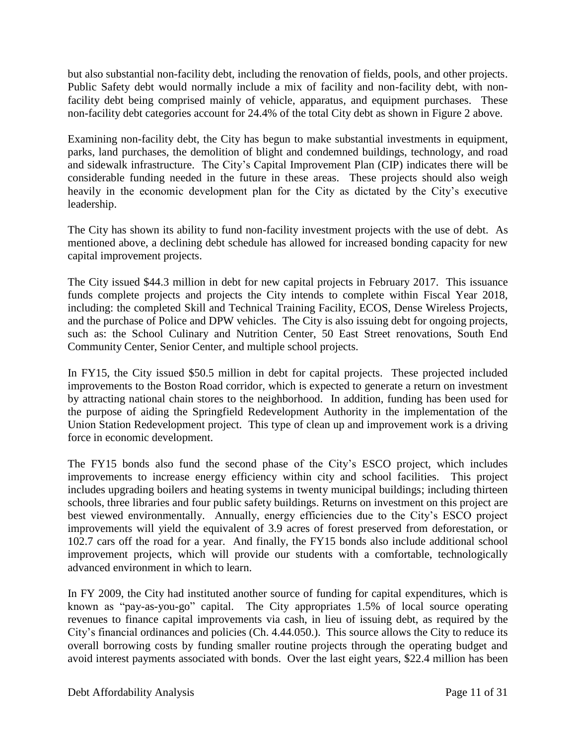but also substantial non-facility debt, including the renovation of fields, pools, and other projects. Public Safety debt would normally include a mix of facility and non-facility debt, with non-facility debt being comprised mainly of vehicle, apparatus, and equipment purchases. These non-facility debt categories account for 24.4% of the total City debt as shown in Figure 2 above.

Examining non-facility debt, the City has begun to make substantial investments in equipment, parks, land purchases, the demolition of blight and condemned buildings, technology, and road and sidewalk infrastructure. The City's Capital Improvement Plan (CIP) indicates there will be considerable funding needed in the future in these areas. These projects should also weigh heavily in the economic development plan for the City as dictated by the City's executive leadership.

The City has shown its ability to fund non-facility investment projects with the use of debt. As mentioned above, a declining debt schedule has allowed for increased bonding capacity for new capital improvement projects.

The City issued $44.3 million in debt for new capital projects in February 2017. This issuance funds complete projects and projects the City intends to complete within Fiscal Year 2018, including: the completed Skill and Technical Training Facility, ECOS, Dense Wireless Projects, and the purchase of Police and DPW vehicles. The City is also issuing debt for ongoing projects, such as: the School Culinary and Nutrition Center, 50 East Street renovations, South End Community Center, Senior Center, and multiple school projects.

In FY15, the City issued $50.5 million in debt for capital projects. These projected included improvements to the Boston Road corridor, which is expected to generate a return on investment by attracting national chain stores to the neighborhood. In addition, funding has been used for the purpose of aiding the Springfield Redevelopment Authority in the implementation of the Union Station Redevelopment project. This type of clean up and improvement work is a driving force in economic development.

The FY15 bonds also fund the second phase of the City's ESCO project, which includes improvements to increase energy efficiency within city and school facilities. This project includes upgrading boilers and heating systems in twenty municipal buildings; including thirteen schools, three libraries and four public safety buildings. Returns on investment on this project are best viewed environmentally. Annually, energy efficiencies due to the City's ESCO project improvements will yield the equivalent of 3.9 acres of forest preserved from deforestation, or 102.7 cars off the road for a year. And finally, the FY15 bonds also include additional school improvement projects, which will provide our students with a comfortable, technologically advanced environment in which to learn.

In FY 2009, the City had instituted another source of funding for capital expenditures, which is known as "pay-as-you-go" capital. The City appropriates 1.5% of local source operating revenues to finance capital improvements via cash, in lieu of issuing debt, as required by the City's financial ordinances and policies (Ch. 4.44.050.). This source allows the City to reduce its overall borrowing costs by funding smaller routine projects through the operating budget and avoid interest payments associated with bonds. Over the last eight years, $22.4 million has been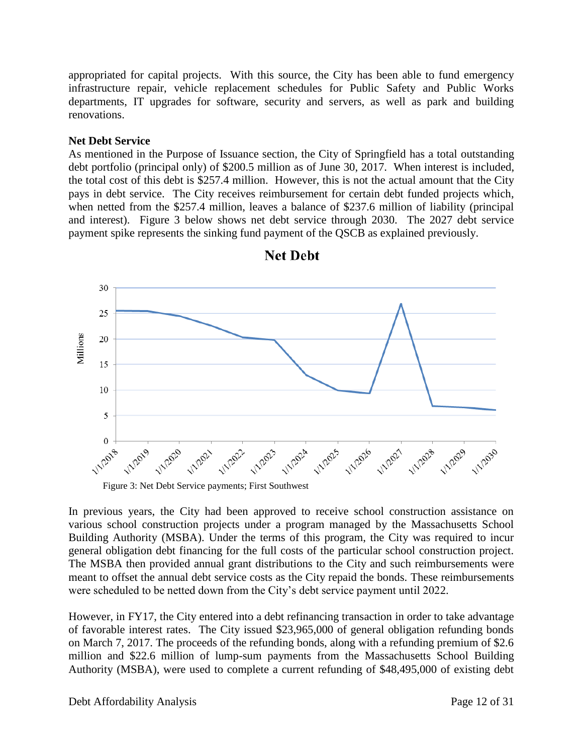appropriated for capital projects. With this source, the City has been able to fund emergency infrastructure repair, vehicle replacement schedules for Public Safety and Public Works departments, IT upgrades for software, security and servers, as well as park and building renovations.

**Net Debt Service**

As mentioned in the Purpose of Issuance section, the City of Springfield has a total outstanding debt portfolio (principal only) of $200.5 million as of June 30, 2017. When interest is included, the total cost of this debt is $257.4 million. However, this is not the actual amount that the City pays in debt service. The City receives reimbursement for certain debt funded projects which, when netted from the $257.4 million, leaves a balance of $237.6 million of liability (principal and interest). Figure 3 below shows net debt service through 2030. The 2027 debt service payment spike represents the sinking fund payment of the QSCB as explained previously.

Figure 3: Net Debt Service payments; First Southwest

In previous years, the City had been approved to receive school construction assistance on various school construction projects under a program managed by the Massachusetts School Building Authority (MSBA). Under the terms of this program, the City was required to incur general obligation debt financing for the full costs of the particular school construction project. The MSBA then provided annual grant distributions to the City and such reimbursements were meant to offset the annual debt service costs as the City repaid the bonds. These reimbursements were scheduled to be netted down from the City's debt service payment until 2022.

However, in FY17, the City entered into a debt refinancing transaction in order to take advantage of favorable interest rates. The City issued $23,965,000 of general obligation refunding bonds on March 7, 2017. The proceeds of the refunding bonds, along with a refunding premium of $2.6 million and $22.6 million of lump-sum payments from the Massachusetts School Building Authority (MSBA), were used to complete a current refunding of $48,495,000 of existing debt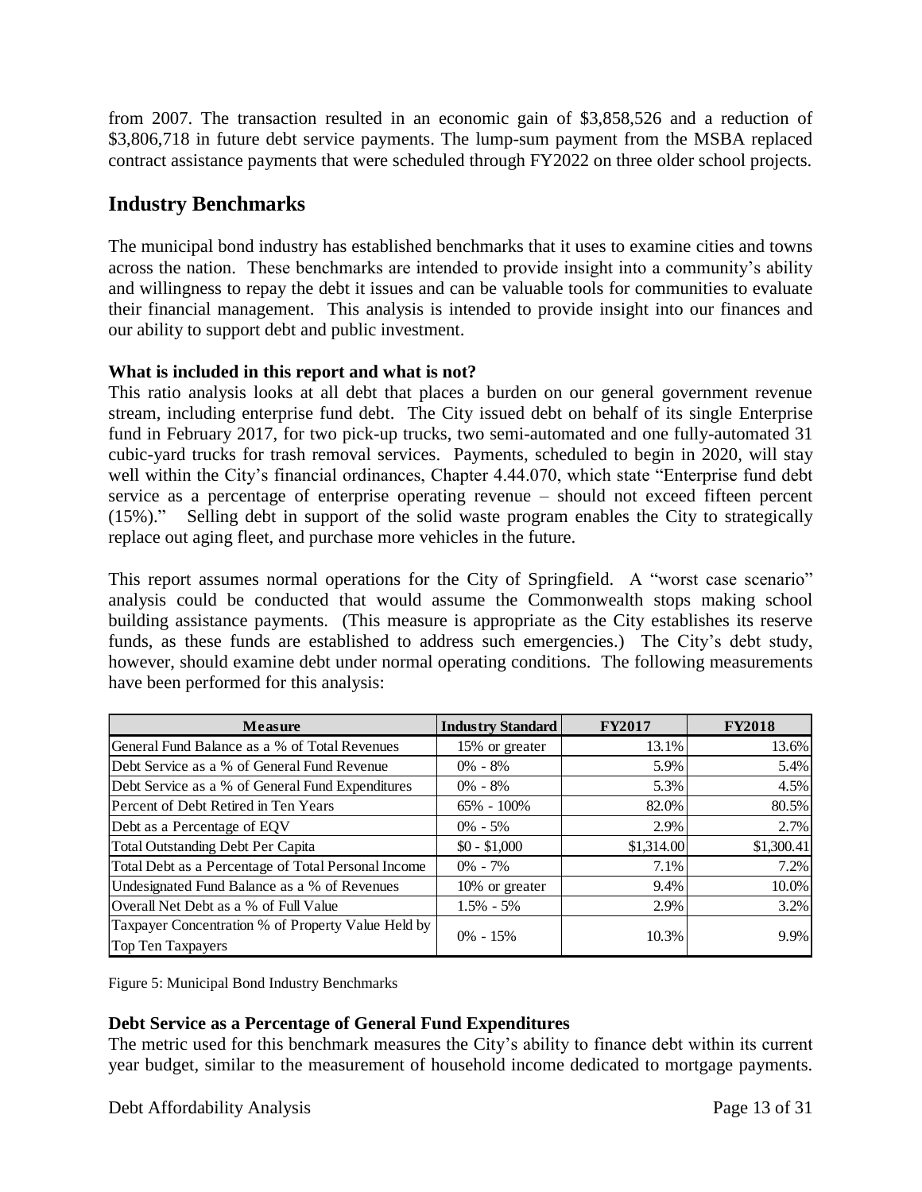from 2007. The transaction resulted in an economic gain of $3,858,526 and a reduction of $3,806,718 in future debt service payments. The lump-sum payment from the MSBA replaced contract assistance payments that were scheduled through FY2022 on three older school projects.

## Industry Benchmarks

The municipal bond industry has established benchmarks that it uses to examine cities and towns across the nation. These benchmarks are intended to provide insight into a community's ability and willingness to repay the debt it issues and can be valuable tools for communities to evaluate their financial management. This analysis is intended to provide insight into our finances and our ability to support debt and public investment.

### What is included in this report and what is not?

This ratio analysis looks at all debt that places a burden on our general government revenue stream, including enterprise fund debt. The City issued debt on behalf of its single Enterprise fund in February 2017, for two pick-up trucks, two semi-automated and one fully-automated 31 cubic-yard trucks for trash removal services. Payments, scheduled to begin in 2020, will stay well within the City's financial ordinances, Chapter 4.44.070, which state "Enterprise fund debt service as a percentage of enterprise operating revenue – should not exceed fifteen percent (15%)." Selling debt in support of the solid waste program enables the City to strategically replace out aging fleet, and purchase more vehicles in the future.

This report assumes normal operations for the City of Springfield. A "worst case scenario" analysis could be conducted that would assume the Commonwealth stops making school building assistance payments. (This measure is appropriate as the City establishes its reserve funds, as these funds are established to address such emergencies.) The City's debt study, however, should examine debt under normal operating conditions. The following measurements have been performed for this analysis:

| Measure | Industry Standard | FY2017 | FY2018 |
|---|---|---|---|
| General Fund Balance as a % of Total Revenues | 15% or greater | 13.1% | 13.6% |
| Debt Service as a % of General Fund Revenue | 0% - 8% | 5.9% | 5.4% |
| Debt Service as a % of General Fund Expenditures | 0% - 8% | 5.3% | 4.5% |
| Percent of Debt Retired in Ten Years | 65% - 100% | 82.0% | 80.5% |
| Debt as a Percentage of EQV | 0% - 5% | 2.9% | 2.7% |
| Total Outstanding Debt Per Capita | $0 - $1,000 | $1,314.00 | $1,300.41 |
| Total Debt as a Percentage of Total Personal Income | 0% - 7% | 7.1% | 7.2% |
| Undesignated Fund Balance as a % of Revenues | 10% or greater | 9.4% | 10.0% |
| Overall Net Debt as a % of Full Value | 1.5% - 5% | 2.9% | 3.2% |
| Taxpayer Concentration % of Property Value Held by Top Ten Taxpayers | 0% - 15% | 10.3% | 9.9% |

Figure 5: Municipal Bond Industry Benchmarks

### Debt Service as a Percentage of General Fund Expenditures

The metric used for this benchmark measures the City's ability to finance debt within its current year budget, similar to the measurement of household income dedicated to mortgage payments.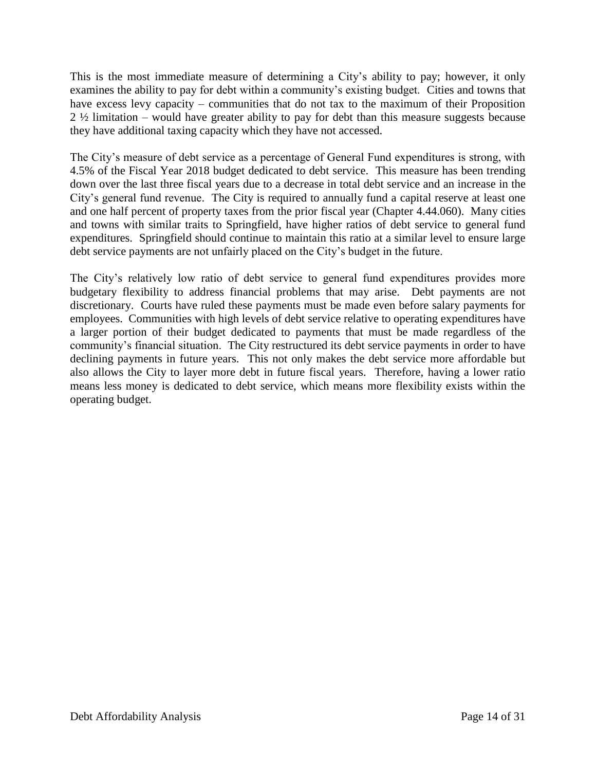This is the most immediate measure of determining a City's ability to pay; however, it only examines the ability to pay for debt within a community's existing budget. Cities and towns that have excess levy capacity – communities that do not tax to the maximum of their Proposition 2 ½ limitation – would have greater ability to pay for debt than this measure suggests because they have additional taxing capacity which they have not accessed.

The City's measure of debt service as a percentage of General Fund expenditures is strong, with 4.5% of the Fiscal Year 2018 budget dedicated to debt service. This measure has been trending down over the last three fiscal years due to a decrease in total debt service and an increase in the City's general fund revenue. The City is required to annually fund a capital reserve at least one and one half percent of property taxes from the prior fiscal year (Chapter 4.44.060). Many cities and towns with similar traits to Springfield, have higher ratios of debt service to general fund expenditures. Springfield should continue to maintain this ratio at a similar level to ensure large debt service payments are not unfairly placed on the City's budget in the future.

The City's relatively low ratio of debt service to general fund expenditures provides more budgetary flexibility to address financial problems that may arise. Debt payments are not discretionary. Courts have ruled these payments must be made even before salary payments for employees. Communities with high levels of debt service relative to operating expenditures have a larger portion of their budget dedicated to payments that must be made regardless of the community's financial situation. The City restructured its debt service payments in order to have declining payments in future years. This not only makes the debt service more affordable but also allows the City to layer more debt in future fiscal years. Therefore, having a lower ratio means less money is dedicated to debt service, which means more flexibility exists within the operating budget.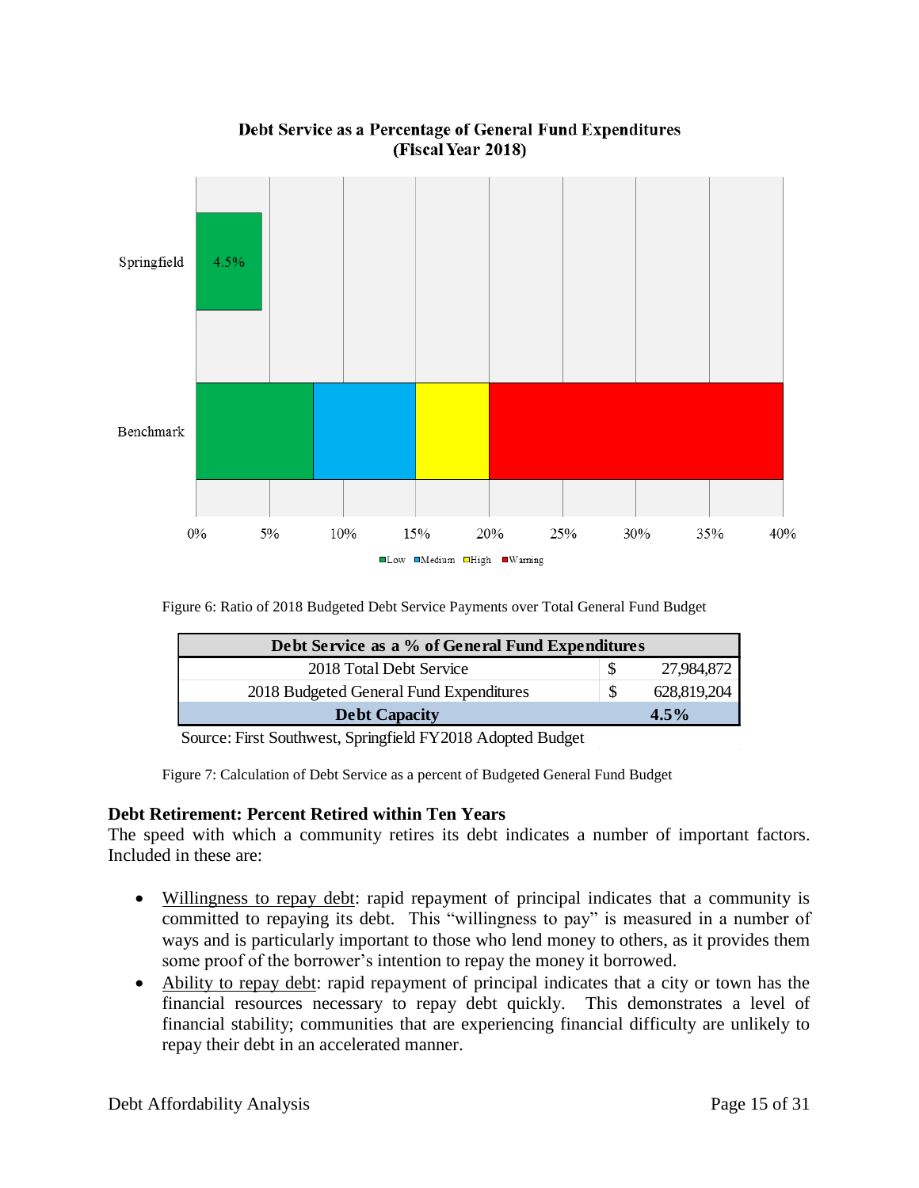Figure 6: Ratio of 2018 Budgeted Debt Service Payments over Total General Fund Budget

| Debt Service as a % of General Fund Expenditures | | |
|---|---|---|
| 2018 Total Debt Service | $ | 27,984,872 |
| 2018 Budgeted General Fund Expenditures | $ | 628,819,204 |
| **Debt Capacity** | | **4.5%** |

Source: First Southwest, Springfield FY2018 Adopted Budget

Figure 7: Calculation of Debt Service as a percent of Budgeted General Fund Budget

### Debt Retirement: Percent Retired within Ten Years

The speed with which a community retires its debt indicates a number of important factors. Included in these are:

- Willingness to repay debt: rapid repayment of principal indicates that a community is committed to repaying its debt. This "willingness to pay" is measured in a number of ways and is particularly important to those who lend money to others, as it provides them some proof of the borrower's intention to repay the money it borrowed.
- Ability to repay debt: rapid repayment of principal indicates that a city or town has the financial resources necessary to repay debt quickly. This demonstrates a level of financial stability; communities that are experiencing financial difficulty are unlikely to repay their debt in an accelerated manner.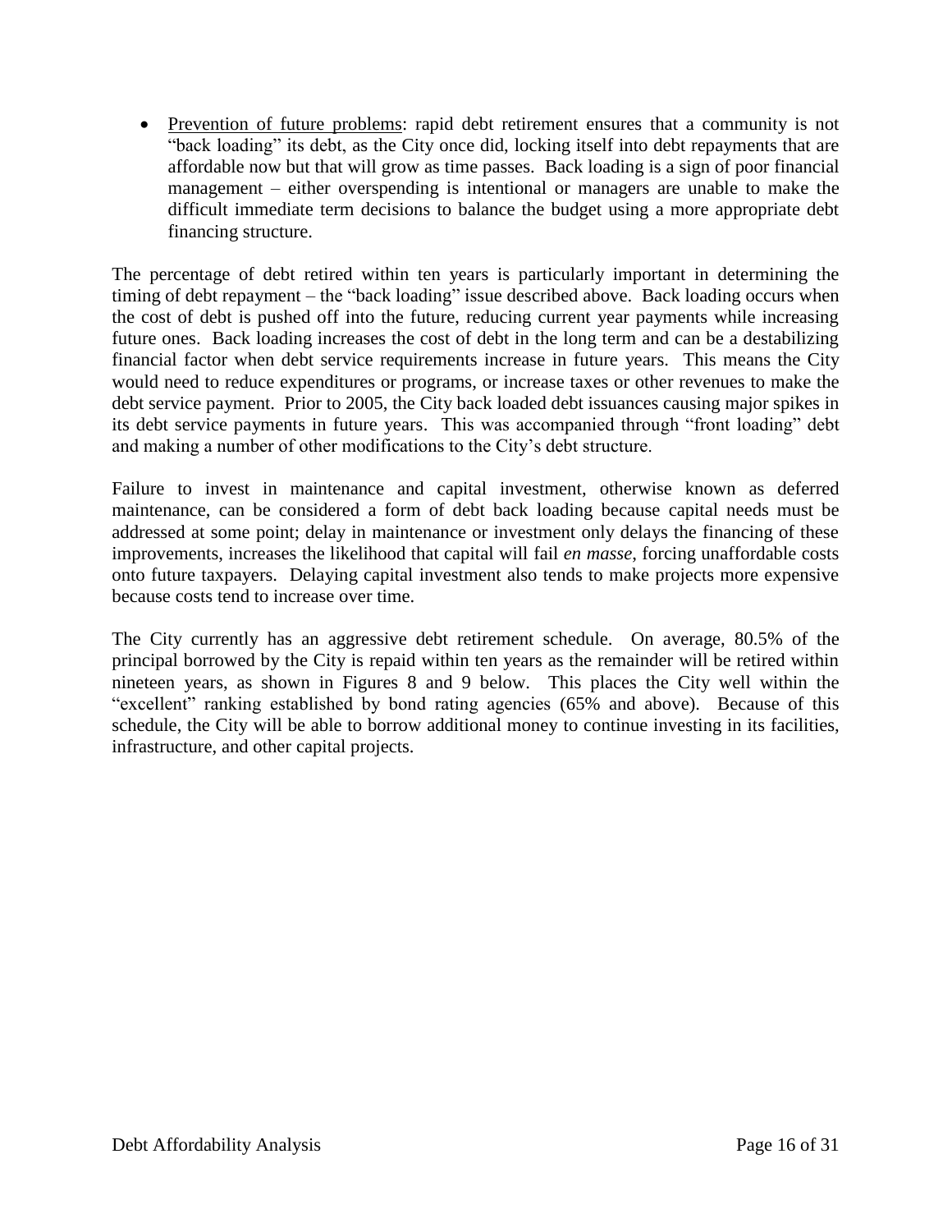- <u>Prevention of future problems</u>: rapid debt retirement ensures that a community is not "back loading" its debt, as the City once did, locking itself into debt repayments that are affordable now but that will grow as time passes. Back loading is a sign of poor financial management – either overspending is intentional or managers are unable to make the difficult immediate term decisions to balance the budget using a more appropriate debt financing structure.

The percentage of debt retired within ten years is particularly important in determining the timing of debt repayment – the "back loading" issue described above. Back loading occurs when the cost of debt is pushed off into the future, reducing current year payments while increasing future ones. Back loading increases the cost of debt in the long term and can be a destabilizing financial factor when debt service requirements increase in future years. This means the City would need to reduce expenditures or programs, or increase taxes or other revenues to make the debt service payment. Prior to 2005, the City back loaded debt issuances causing major spikes in its debt service payments in future years. This was accompanied through "front loading" debt and making a number of other modifications to the City's debt structure.

Failure to invest in maintenance and capital investment, otherwise known as deferred maintenance, can be considered a form of debt back loading because capital needs must be addressed at some point; delay in maintenance or investment only delays the financing of these improvements, increases the likelihood that capital will fail *en masse*, forcing unaffordable costs onto future taxpayers. Delaying capital investment also tends to make projects more expensive because costs tend to increase over time.

The City currently has an aggressive debt retirement schedule. On average, 80.5% of the principal borrowed by the City is repaid within ten years as the remainder will be retired within nineteen years, as shown in Figures 8 and 9 below. This places the City well within the "excellent" ranking established by bond rating agencies (65% and above). Because of this schedule, the City will be able to borrow additional money to continue investing in its facilities, infrastructure, and other capital projects.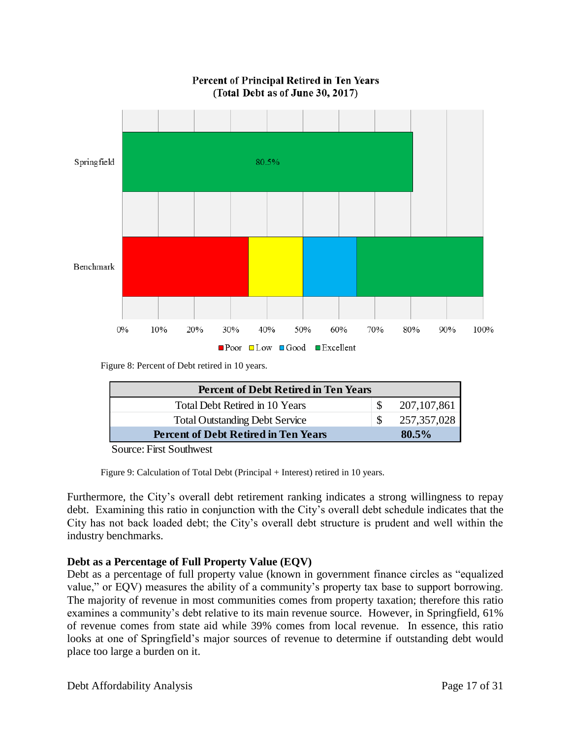Figure 8: Percent of Debt retired in 10 years.

| Percent of Debt Retired in Ten Years | | |
|---|---|---|
| Total Debt Retired in 10 Years | $ | 207,107,861 |
| Total Outstanding Debt Service | $ | 257,357,028 |
| **Percent of Debt Retired in Ten Years** | | **80.5%** |

Source: First Southwest

Figure 9: Calculation of Total Debt (Principal + Interest) retired in 10 years.

Furthermore, the City's overall debt retirement ranking indicates a strong willingness to repay debt. Examining this ratio in conjunction with the City's overall debt schedule indicates that the City has not back loaded debt; the City's overall debt structure is prudent and well within the industry benchmarks.

**Debt as a Percentage of Full Property Value (EQV)**

Debt as a percentage of full property value (known in government finance circles as "equalized value," or EQV) measures the ability of a community's property tax base to support borrowing. The majority of revenue in most communities comes from property taxation; therefore this ratio examines a community's debt relative to its main revenue source. However, in Springfield, 61% of revenue comes from state aid while 39% comes from local revenue. In essence, this ratio looks at one of Springfield's major sources of revenue to determine if outstanding debt would place too large a burden on it.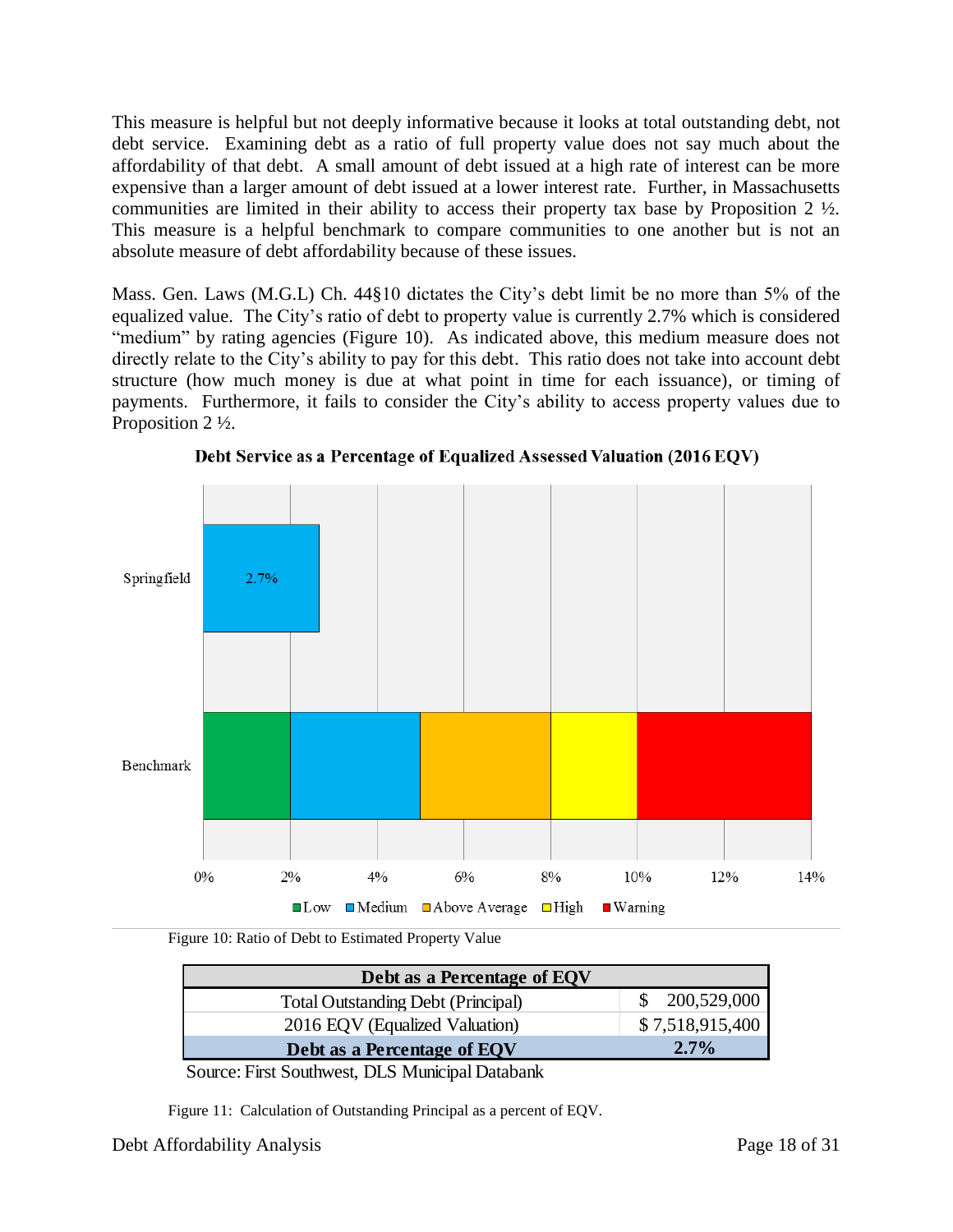This measure is helpful but not deeply informative because it looks at total outstanding debt, not debt service. Examining debt as a ratio of full property value does not say much about the affordability of that debt. A small amount of debt issued at a high rate of interest can be more expensive than a larger amount of debt issued at a lower interest rate. Further, in Massachusetts communities are limited in their ability to access their property tax base by Proposition 2 ½. This measure is a helpful benchmark to compare communities to one another but is not an absolute measure of debt affordability because of these issues.

Mass. Gen. Laws (M.G.L) Ch. 44§10 dictates the City's debt limit be no more than 5% of the equalized value. The City's ratio of debt to property value is currently 2.7% which is considered "medium" by rating agencies (Figure 10). As indicated above, this medium measure does not directly relate to the City's ability to pay for this debt. This ratio does not take into account debt structure (how much money is due at what point in time for each issuance), or timing of payments. Furthermore, it fails to consider the City's ability to access property values due to Proposition 2 ½.

**Debt Service as a Percentage of Equalized Assessed Valuation (2016 EQV)**

| | Value |
|---|---|
| Springfield | 2.7% |

| Benchmark | Range |
|---|---|
| Low | 0% – 2% |
| Medium | 2% – 5% |
| Above Average | 5% – 8% |
| High | 8% – 10% |
| Warning | 10% – 14% |

Figure 10: Ratio of Debt to Estimated Property Value

| Debt as a Percentage of EQV | |
|---|---|
| Total Outstanding Debt (Principal) | $ 200,529,000 |
| 2016 EQV (Equalized Valuation) | $ 7,518,915,400 |
| **Debt as a Percentage of EQV** | **2.7%** |

Source: First Southwest, DLS Municipal Databank

Figure 11: Calculation of Outstanding Principal as a percent of EQV.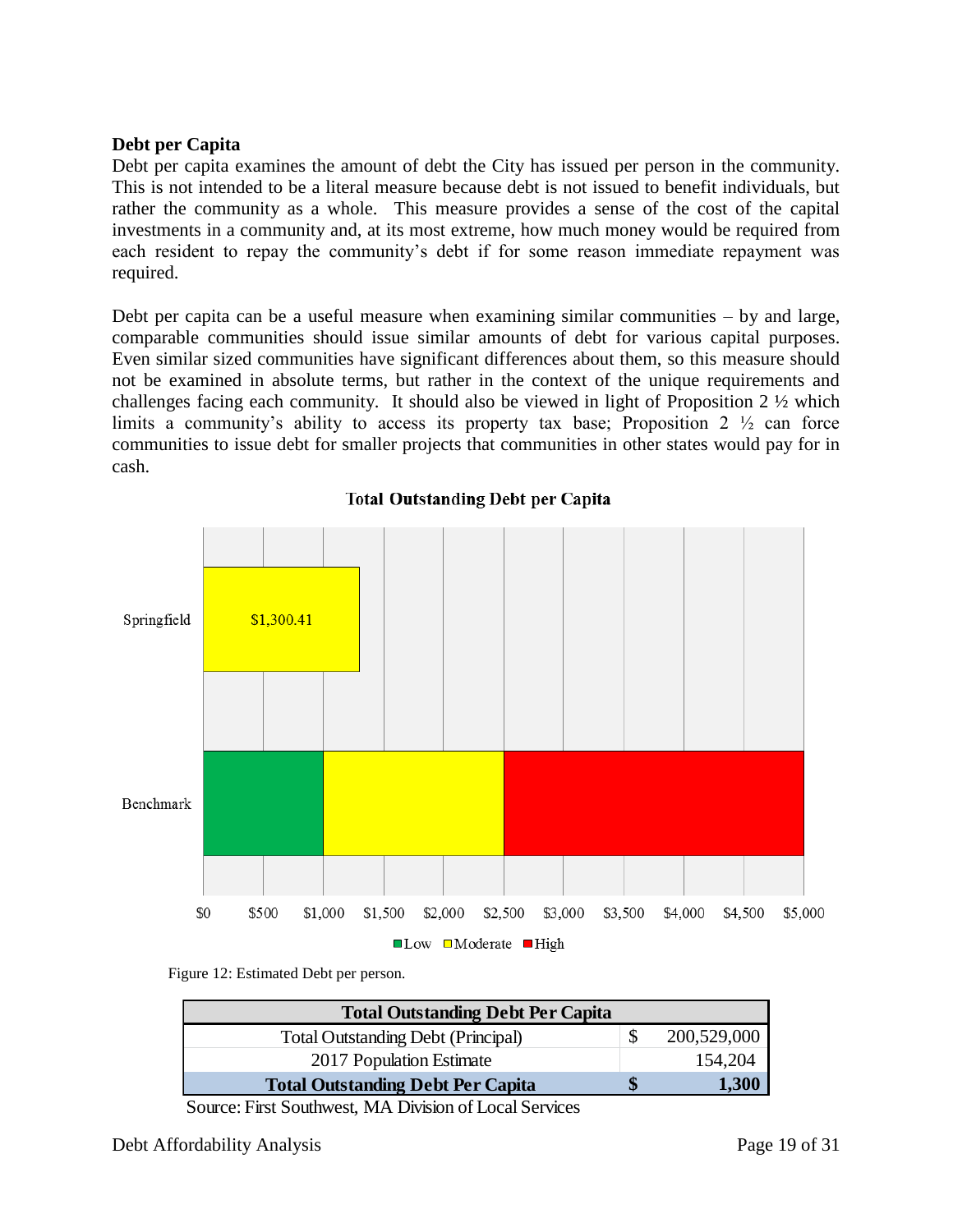### Debt per Capita

Debt per capita examines the amount of debt the City has issued per person in the community. This is not intended to be a literal measure because debt is not issued to benefit individuals, but rather the community as a whole. This measure provides a sense of the cost of the capital investments in a community and, at its most extreme, how much money would be required from each resident to repay the community's debt if for some reason immediate repayment was required.

Debt per capita can be a useful measure when examining similar communities – by and large, comparable communities should issue similar amounts of debt for various capital purposes. Even similar sized communities have significant differences about them, so this measure should not be examined in absolute terms, but rather in the context of the unique requirements and challenges facing each community. It should also be viewed in light of Proposition 2 ½ which limits a community's ability to access its property tax base; Proposition 2 ½ can force communities to issue debt for smaller projects that communities in other states would pay for in cash.

**Total Outstanding Debt per Capita**

| | Low | Moderate | High |
|---|---|---|---|
| Springfield | | $1,300.41 | |
| Benchmark | $0 – $1,000 | $1,000 – $2,500 | $2,500 – $5,000 |

Figure 12: Estimated Debt per person.

| Total Outstanding Debt Per Capita | | |
|---|---|---|
| Total Outstanding Debt (Principal) | $ | 200,529,000 |
| 2017 Population Estimate | | 154,204 |
| **Total Outstanding Debt Per Capita** | **$** | **1,300** |

Source: First Southwest, MA Division of Local Services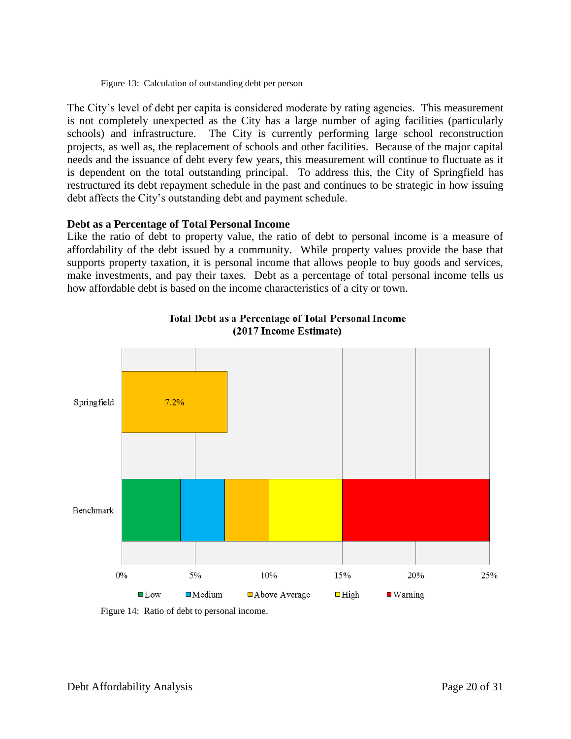Figure 13: Calculation of outstanding debt per person

The City's level of debt per capita is considered moderate by rating agencies. This measurement is not completely unexpected as the City has a large number of aging facilities (particularly schools) and infrastructure. The City is currently performing large school reconstruction projects, as well as, the replacement of schools and other facilities. Because of the major capital needs and the issuance of debt every few years, this measurement will continue to fluctuate as it is dependent on the total outstanding principal. To address this, the City of Springfield has restructured its debt repayment schedule in the past and continues to be strategic in how issuing debt affects the City's outstanding debt and payment schedule.

**Debt as a Percentage of Total Personal Income**

Like the ratio of debt to property value, the ratio of debt to personal income is a measure of affordability of the debt issued by a community. While property values provide the base that supports property taxation, it is personal income that allows people to buy goods and services, make investments, and pay their taxes. Debt as a percentage of total personal income tells us how affordable debt is based on the income characteristics of a city or town.

**Total Debt as a Percentage of Total Personal Income (2017 Income Estimate)**

| | Value |
|---|---|
| Springfield | 7.2% |

Benchmark: Low (0%–4%), Medium (4%–7%), Above Average (7%–10%), High (10%–15%), Warning (15%–25%)

Figure 14: Ratio of debt to personal income.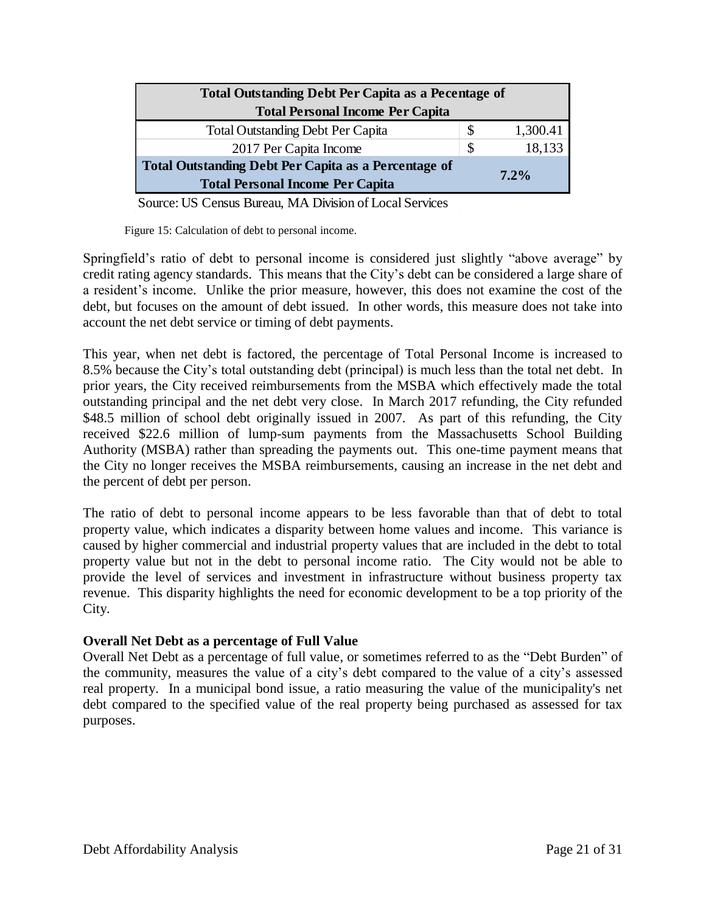| Total Outstanding Debt Per Capita as a Pecentage of Total Personal Income Per Capita | | |
|---|---|---|
| Total Outstanding Debt Per Capita | $ | 1,300.41 |
| 2017 Per Capita Income | $ | 18,133 |
| **Total Outstanding Debt Per Capita as a Percentage of Total Personal Income Per Capita** | | **7.2%** |

Source: US Census Bureau, MA Division of Local Services

Figure 15: Calculation of debt to personal income.

Springfield's ratio of debt to personal income is considered just slightly "above average" by credit rating agency standards. This means that the City's debt can be considered a large share of a resident's income. Unlike the prior measure, however, this does not examine the cost of the debt, but focuses on the amount of debt issued. In other words, this measure does not take into account the net debt service or timing of debt payments.

This year, when net debt is factored, the percentage of Total Personal Income is increased to 8.5% because the City's total outstanding debt (principal) is much less than the total net debt. In prior years, the City received reimbursements from the MSBA which effectively made the total outstanding principal and the net debt very close. In March 2017 refunding, the City refunded $48.5 million of school debt originally issued in 2007. As part of this refunding, the City received $22.6 million of lump-sum payments from the Massachusetts School Building Authority (MSBA) rather than spreading the payments out. This one-time payment means that the City no longer receives the MSBA reimbursements, causing an increase in the net debt and the percent of debt per person.

The ratio of debt to personal income appears to be less favorable than that of debt to total property value, which indicates a disparity between home values and income. This variance is caused by higher commercial and industrial property values that are included in the debt to total property value but not in the debt to personal income ratio. The City would not be able to provide the level of services and investment in infrastructure without business property tax revenue. This disparity highlights the need for economic development to be a top priority of the City.

**Overall Net Debt as a percentage of Full Value**

Overall Net Debt as a percentage of full value, or sometimes referred to as the "Debt Burden" of the community, measures the value of a city's debt compared to the value of a city's assessed real property. In a municipal bond issue, a ratio measuring the value of the municipality's net debt compared to the specified value of the real property being purchased as assessed for tax purposes.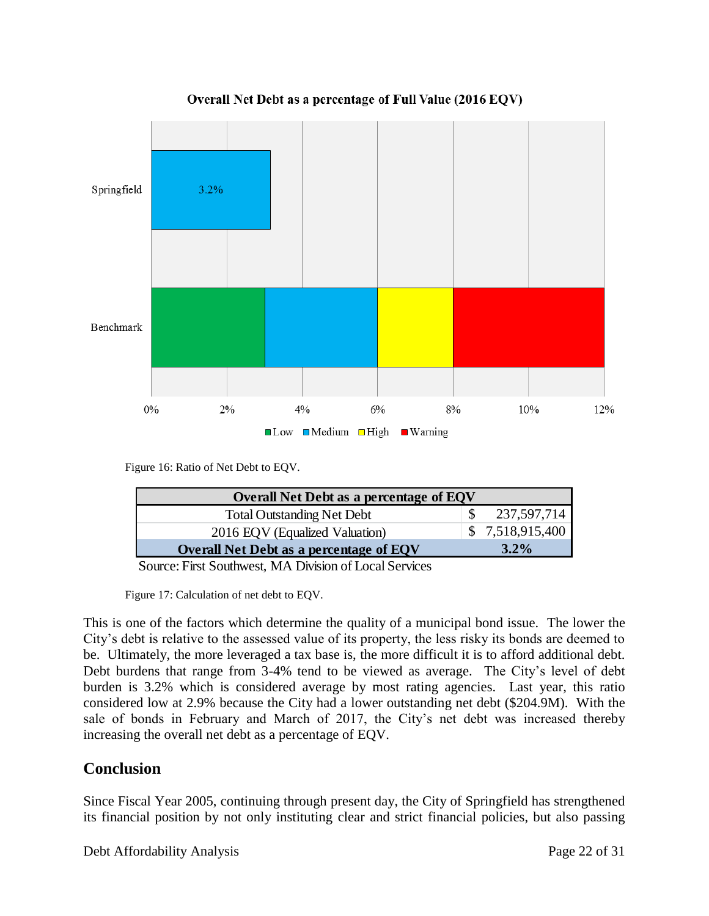**Overall Net Debt as a percentage of Full Value (2016 EQV)**

Figure 16: Ratio of Net Debt to EQV.

| Overall Net Debt as a percentage of EQV | |
|---|---|
| Total Outstanding Net Debt | $ 237,597,714 |
| 2016 EQV (Equalized Valuation) | $ 7,518,915,400 |
| **Overall Net Debt as a percentage of EQV** | **3.2%** |

Source: First Southwest, MA Division of Local Services

Figure 17: Calculation of net debt to EQV.

This is one of the factors which determine the quality of a municipal bond issue. The lower the City's debt is relative to the assessed value of its property, the less risky its bonds are deemed to be. Ultimately, the more leveraged a tax base is, the more difficult it is to afford additional debt. Debt burdens that range from 3-4% tend to be viewed as average. The City's level of debt burden is 3.2% which is considered average by most rating agencies. Last year, this ratio considered low at 2.9% because the City had a lower outstanding net debt ($204.9M). With the sale of bonds in February and March of 2017, the City's net debt was increased thereby increasing the overall net debt as a percentage of EQV.

## Conclusion

Since Fiscal Year 2005, continuing through present day, the City of Springfield has strengthened its financial position by not only instituting clear and strict financial policies, but also passing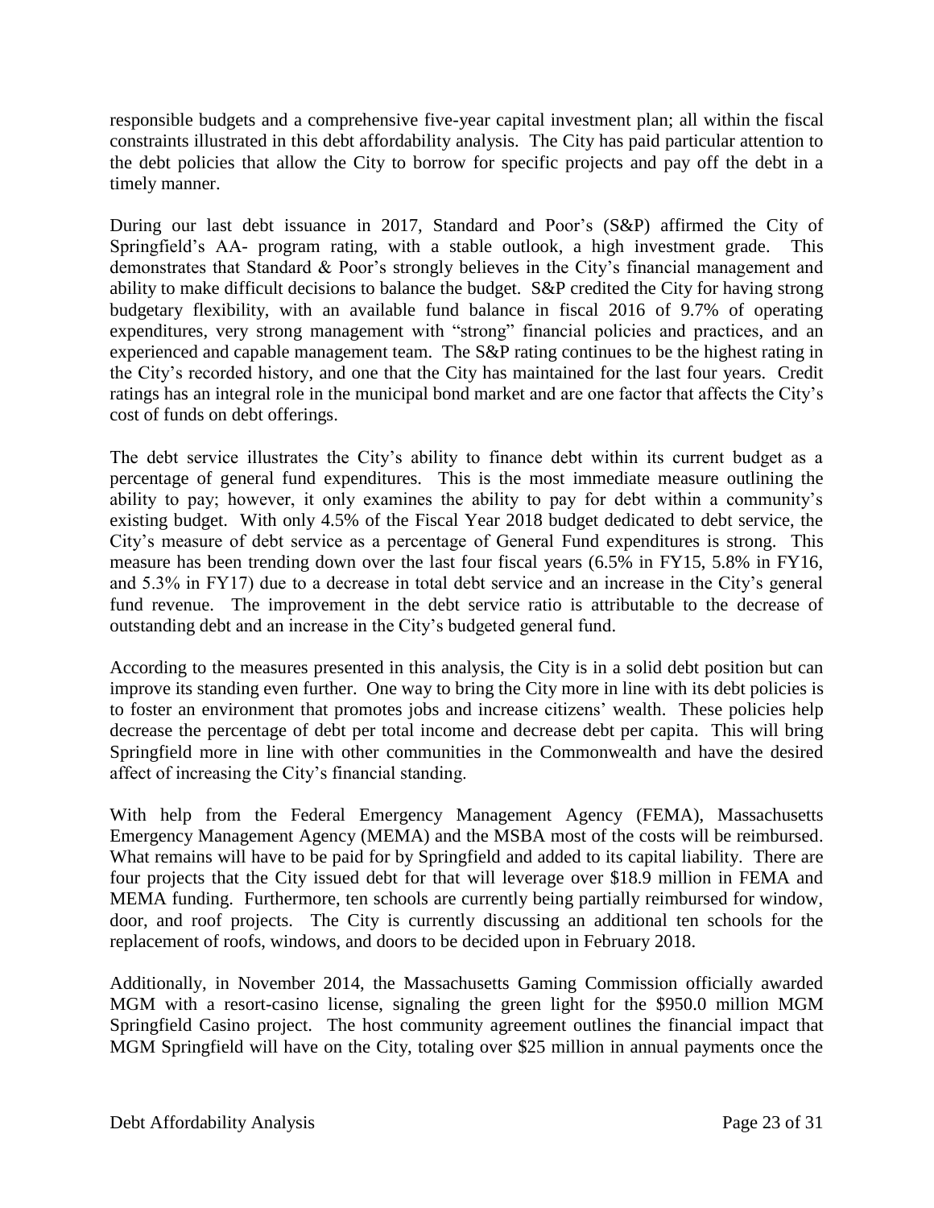responsible budgets and a comprehensive five-year capital investment plan; all within the fiscal constraints illustrated in this debt affordability analysis. The City has paid particular attention to the debt policies that allow the City to borrow for specific projects and pay off the debt in a timely manner.

During our last debt issuance in 2017, Standard and Poor's (S&P) affirmed the City of Springfield's AA- program rating, with a stable outlook, a high investment grade. This demonstrates that Standard & Poor's strongly believes in the City's financial management and ability to make difficult decisions to balance the budget. S&P credited the City for having strong budgetary flexibility, with an available fund balance in fiscal 2016 of 9.7% of operating expenditures, very strong management with "strong" financial policies and practices, and an experienced and capable management team. The S&P rating continues to be the highest rating in the City's recorded history, and one that the City has maintained for the last four years. Credit ratings has an integral role in the municipal bond market and are one factor that affects the City's cost of funds on debt offerings.

The debt service illustrates the City's ability to finance debt within its current budget as a percentage of general fund expenditures. This is the most immediate measure outlining the ability to pay; however, it only examines the ability to pay for debt within a community's existing budget. With only 4.5% of the Fiscal Year 2018 budget dedicated to debt service, the City's measure of debt service as a percentage of General Fund expenditures is strong. This measure has been trending down over the last four fiscal years (6.5% in FY15, 5.8% in FY16, and 5.3% in FY17) due to a decrease in total debt service and an increase in the City's general fund revenue. The improvement in the debt service ratio is attributable to the decrease of outstanding debt and an increase in the City's budgeted general fund.

According to the measures presented in this analysis, the City is in a solid debt position but can improve its standing even further. One way to bring the City more in line with its debt policies is to foster an environment that promotes jobs and increase citizens' wealth. These policies help decrease the percentage of debt per total income and decrease debt per capita. This will bring Springfield more in line with other communities in the Commonwealth and have the desired affect of increasing the City's financial standing.

With help from the Federal Emergency Management Agency (FEMA), Massachusetts Emergency Management Agency (MEMA) and the MSBA most of the costs will be reimbursed. What remains will have to be paid for by Springfield and added to its capital liability. There are four projects that the City issued debt for that will leverage over $18.9 million in FEMA and MEMA funding. Furthermore, ten schools are currently being partially reimbursed for window, door, and roof projects. The City is currently discussing an additional ten schools for the replacement of roofs, windows, and doors to be decided upon in February 2018.

Additionally, in November 2014, the Massachusetts Gaming Commission officially awarded MGM with a resort-casino license, signaling the green light for the $950.0 million MGM Springfield Casino project. The host community agreement outlines the financial impact that MGM Springfield will have on the City, totaling over $25 million in annual payments once the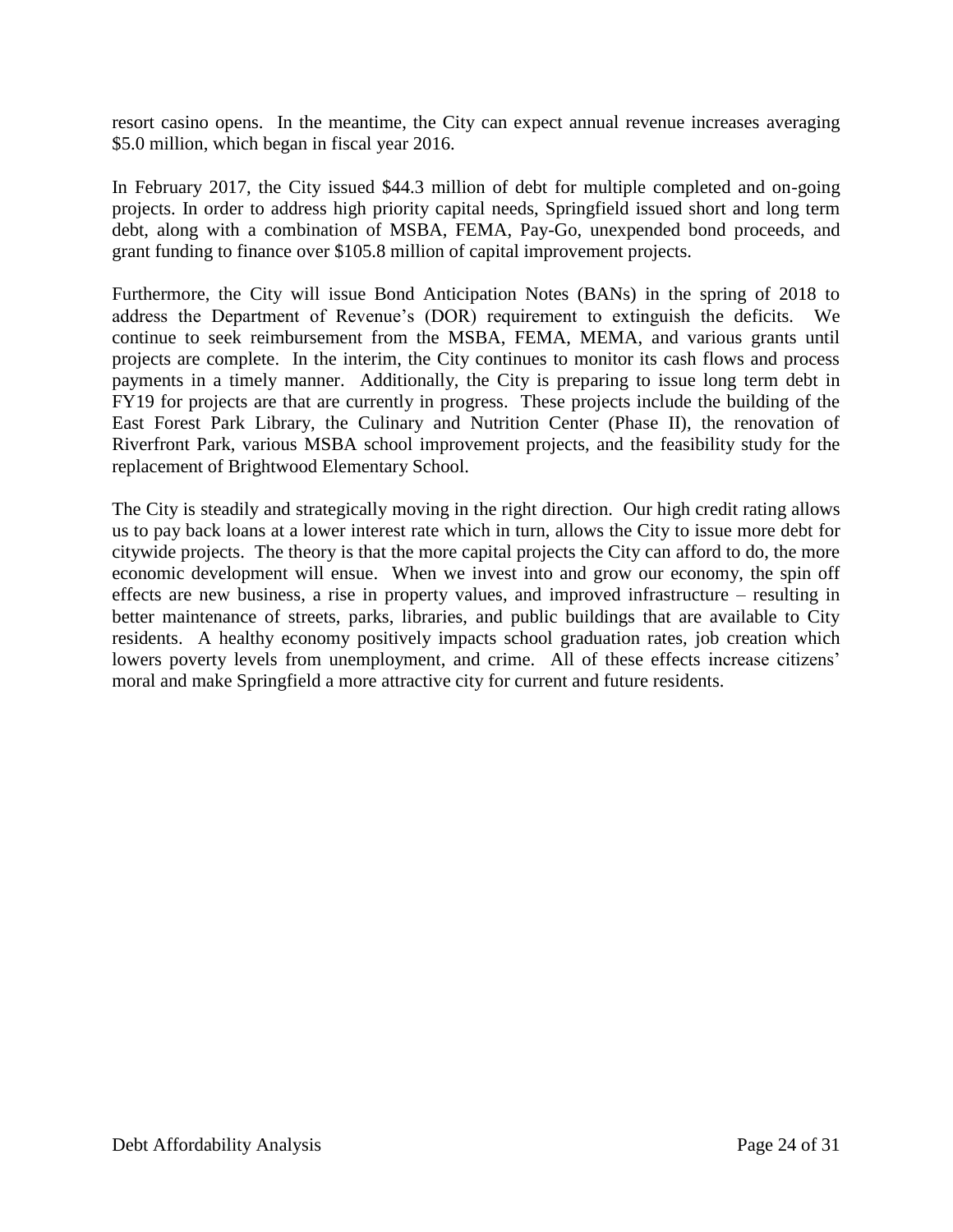resort casino opens. In the meantime, the City can expect annual revenue increases averaging $5.0 million, which began in fiscal year 2016.

In February 2017, the City issued $44.3 million of debt for multiple completed and on-going projects. In order to address high priority capital needs, Springfield issued short and long term debt, along with a combination of MSBA, FEMA, Pay-Go, unexpended bond proceeds, and grant funding to finance over $105.8 million of capital improvement projects.

Furthermore, the City will issue Bond Anticipation Notes (BANs) in the spring of 2018 to address the Department of Revenue's (DOR) requirement to extinguish the deficits. We continue to seek reimbursement from the MSBA, FEMA, MEMA, and various grants until projects are complete. In the interim, the City continues to monitor its cash flows and process payments in a timely manner. Additionally, the City is preparing to issue long term debt in FY19 for projects are that are currently in progress. These projects include the building of the East Forest Park Library, the Culinary and Nutrition Center (Phase II), the renovation of Riverfront Park, various MSBA school improvement projects, and the feasibility study for the replacement of Brightwood Elementary School.

The City is steadily and strategically moving in the right direction. Our high credit rating allows us to pay back loans at a lower interest rate which in turn, allows the City to issue more debt for citywide projects. The theory is that the more capital projects the City can afford to do, the more economic development will ensue. When we invest into and grow our economy, the spin off effects are new business, a rise in property values, and improved infrastructure – resulting in better maintenance of streets, parks, libraries, and public buildings that are available to City residents. A healthy economy positively impacts school graduation rates, job creation which lowers poverty levels from unemployment, and crime. All of these effects increase citizens' moral and make Springfield a more attractive city for current and future residents.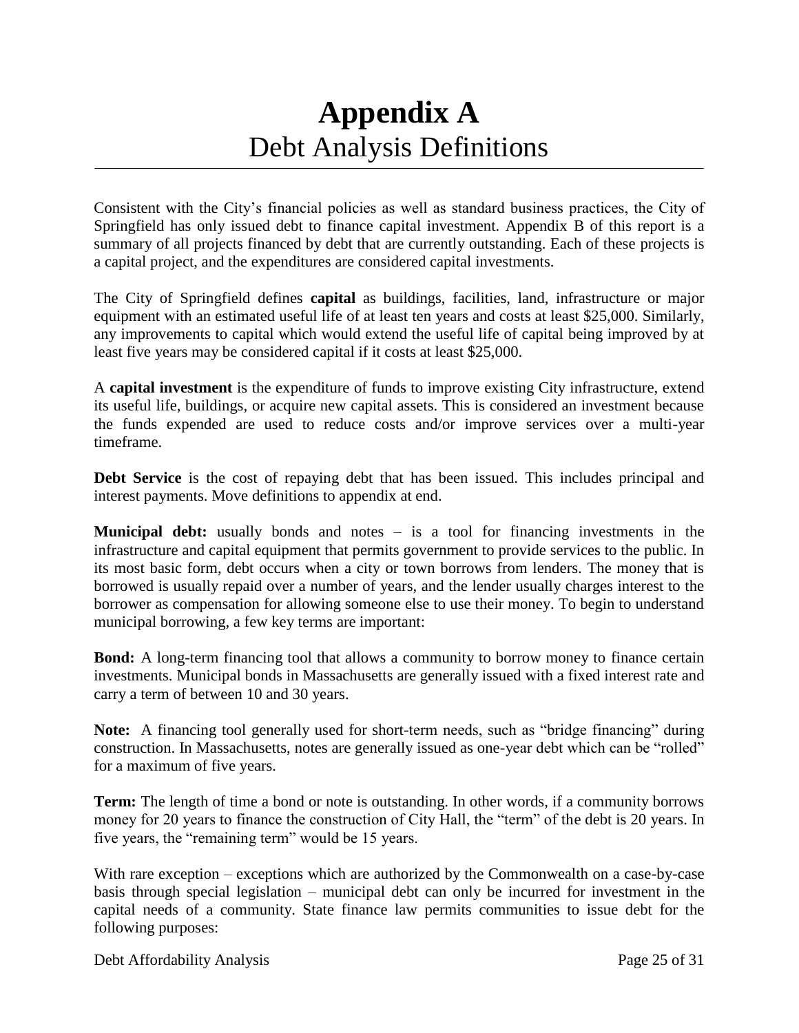# Appendix A
## Debt Analysis Definitions

Consistent with the City's financial policies as well as standard business practices, the City of Springfield has only issued debt to finance capital investment. Appendix B of this report is a summary of all projects financed by debt that are currently outstanding. Each of these projects is a capital project, and the expenditures are considered capital investments.

The City of Springfield defines **capital** as buildings, facilities, land, infrastructure or major equipment with an estimated useful life of at least ten years and costs at least $25,000. Similarly, any improvements to capital which would extend the useful life of capital being improved by at least five years may be considered capital if it costs at least $25,000.

A **capital investment** is the expenditure of funds to improve existing City infrastructure, extend its useful life, buildings, or acquire new capital assets. This is considered an investment because the funds expended are used to reduce costs and/or improve services over a multi-year timeframe.

**Debt Service** is the cost of repaying debt that has been issued. This includes principal and interest payments. Move definitions to appendix at end.

**Municipal debt:** usually bonds and notes – is a tool for financing investments in the infrastructure and capital equipment that permits government to provide services to the public. In its most basic form, debt occurs when a city or town borrows from lenders. The money that is borrowed is usually repaid over a number of years, and the lender usually charges interest to the borrower as compensation for allowing someone else to use their money. To begin to understand municipal borrowing, a few key terms are important:

**Bond:** A long-term financing tool that allows a community to borrow money to finance certain investments. Municipal bonds in Massachusetts are generally issued with a fixed interest rate and carry a term of between 10 and 30 years.

**Note:** A financing tool generally used for short-term needs, such as "bridge financing" during construction. In Massachusetts, notes are generally issued as one-year debt which can be "rolled" for a maximum of five years.

**Term:** The length of time a bond or note is outstanding. In other words, if a community borrows money for 20 years to finance the construction of City Hall, the "term" of the debt is 20 years. In five years, the "remaining term" would be 15 years.

With rare exception – exceptions which are authorized by the Commonwealth on a case-by-case basis through special legislation – municipal debt can only be incurred for investment in the capital needs of a community. State finance law permits communities to issue debt for the following purposes: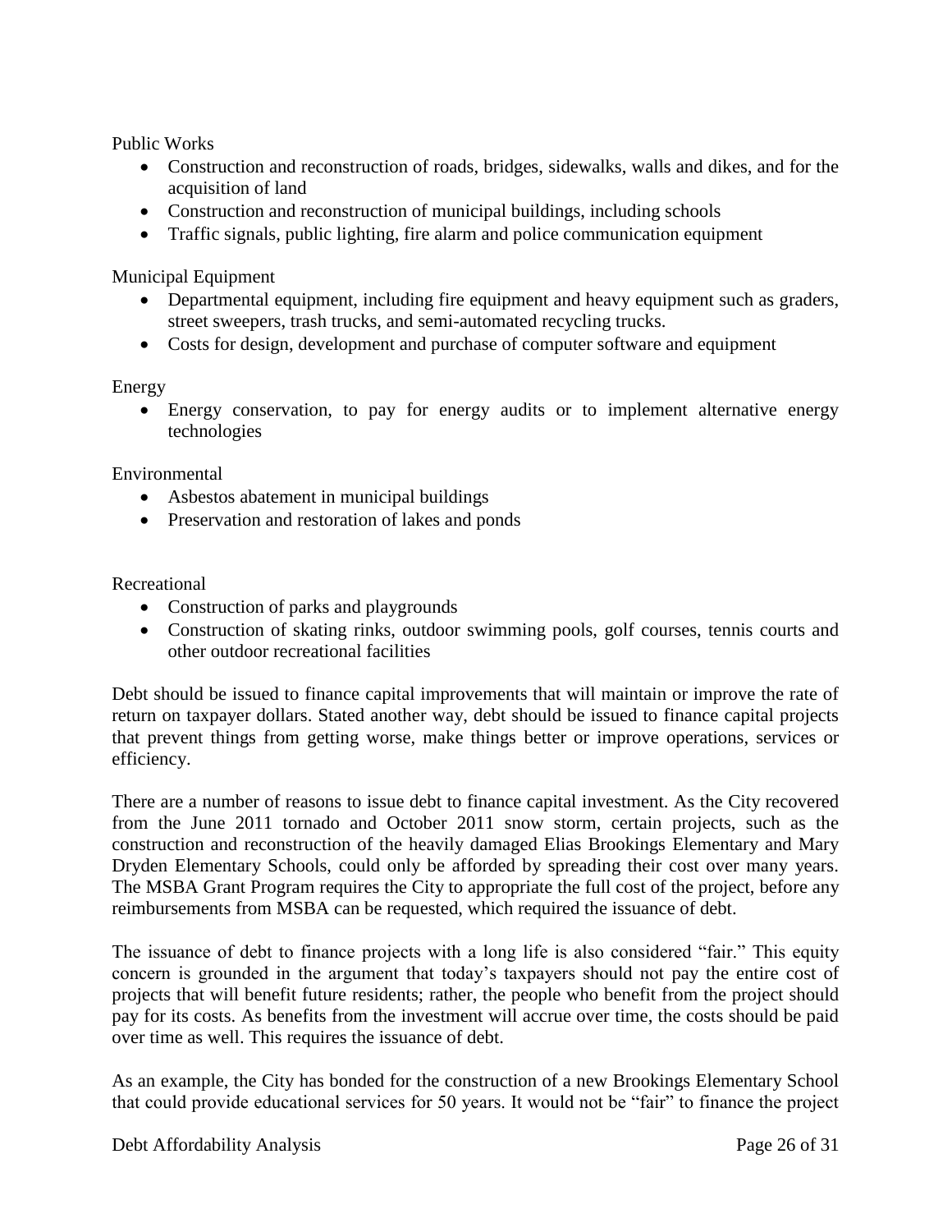Public Works

- Construction and reconstruction of roads, bridges, sidewalks, walls and dikes, and for the acquisition of land
- Construction and reconstruction of municipal buildings, including schools
- Traffic signals, public lighting, fire alarm and police communication equipment

Municipal Equipment

- Departmental equipment, including fire equipment and heavy equipment such as graders, street sweepers, trash trucks, and semi-automated recycling trucks.
- Costs for design, development and purchase of computer software and equipment

Energy

- Energy conservation, to pay for energy audits or to implement alternative energy technologies

Environmental

- Asbestos abatement in municipal buildings
- Preservation and restoration of lakes and ponds

Recreational

- Construction of parks and playgrounds
- Construction of skating rinks, outdoor swimming pools, golf courses, tennis courts and other outdoor recreational facilities

Debt should be issued to finance capital improvements that will maintain or improve the rate of return on taxpayer dollars. Stated another way, debt should be issued to finance capital projects that prevent things from getting worse, make things better or improve operations, services or efficiency.

There are a number of reasons to issue debt to finance capital investment. As the City recovered from the June 2011 tornado and October 2011 snow storm, certain projects, such as the construction and reconstruction of the heavily damaged Elias Brookings Elementary and Mary Dryden Elementary Schools, could only be afforded by spreading their cost over many years. The MSBA Grant Program requires the City to appropriate the full cost of the project, before any reimbursements from MSBA can be requested, which required the issuance of debt.

The issuance of debt to finance projects with a long life is also considered "fair." This equity concern is grounded in the argument that today's taxpayers should not pay the entire cost of projects that will benefit future residents; rather, the people who benefit from the project should pay for its costs. As benefits from the investment will accrue over time, the costs should be paid over time as well. This requires the issuance of debt.

As an example, the City has bonded for the construction of a new Brookings Elementary School that could provide educational services for 50 years. It would not be "fair" to finance the project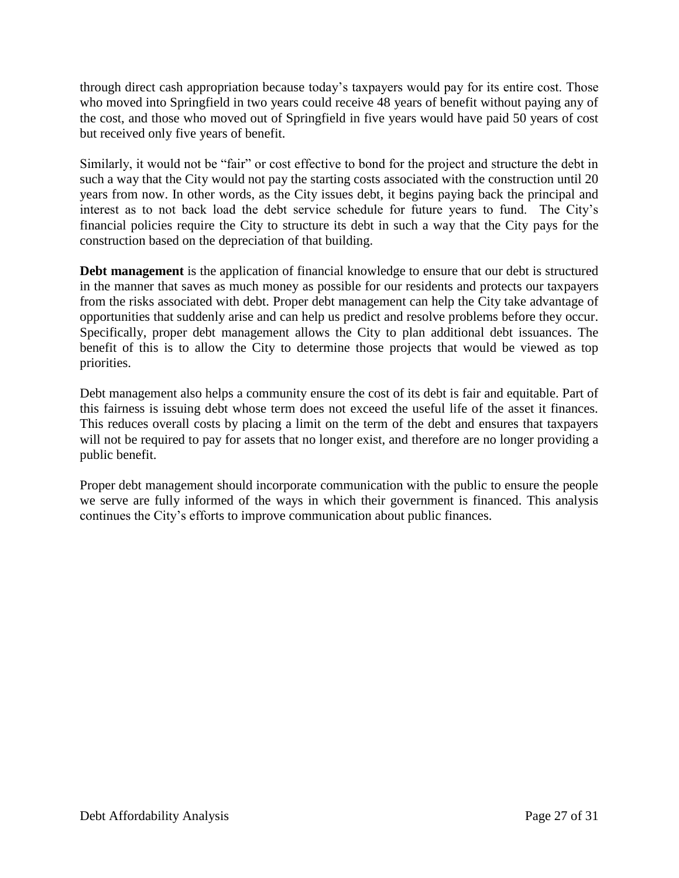through direct cash appropriation because today's taxpayers would pay for its entire cost. Those who moved into Springfield in two years could receive 48 years of benefit without paying any of the cost, and those who moved out of Springfield in five years would have paid 50 years of cost but received only five years of benefit.

Similarly, it would not be "fair" or cost effective to bond for the project and structure the debt in such a way that the City would not pay the starting costs associated with the construction until 20 years from now. In other words, as the City issues debt, it begins paying back the principal and interest as to not back load the debt service schedule for future years to fund. The City's financial policies require the City to structure its debt in such a way that the City pays for the construction based on the depreciation of that building.

**Debt management** is the application of financial knowledge to ensure that our debt is structured in the manner that saves as much money as possible for our residents and protects our taxpayers from the risks associated with debt. Proper debt management can help the City take advantage of opportunities that suddenly arise and can help us predict and resolve problems before they occur. Specifically, proper debt management allows the City to plan additional debt issuances. The benefit of this is to allow the City to determine those projects that would be viewed as top priorities.

Debt management also helps a community ensure the cost of its debt is fair and equitable. Part of this fairness is issuing debt whose term does not exceed the useful life of the asset it finances. This reduces overall costs by placing a limit on the term of the debt and ensures that taxpayers will not be required to pay for assets that no longer exist, and therefore are no longer providing a public benefit.

Proper debt management should incorporate communication with the public to ensure the people we serve are fully informed of the ways in which their government is financed. This analysis continues the City's efforts to improve communication about public finances.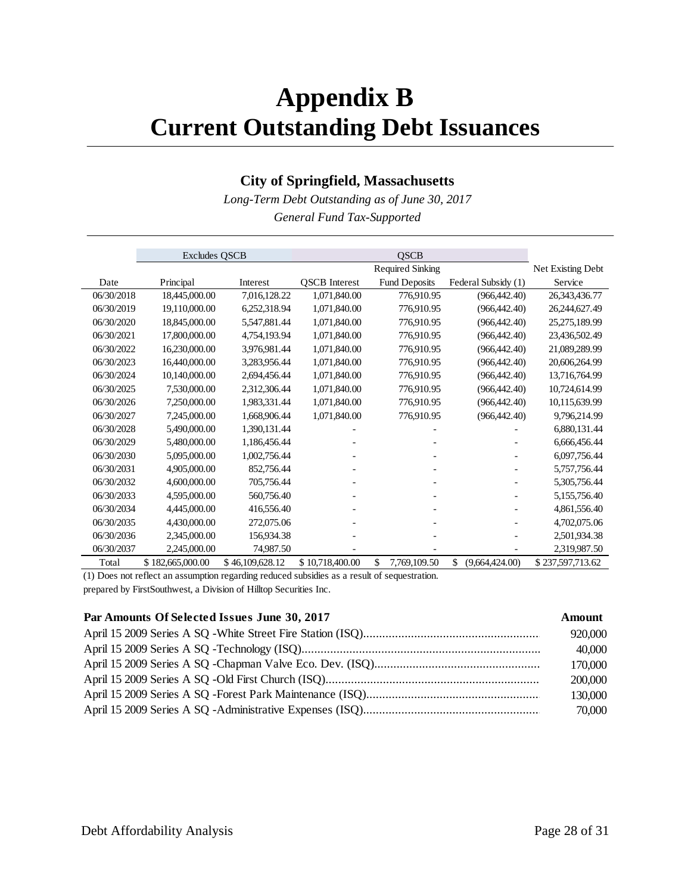# Appendix B
# Current Outstanding Debt Issuances

### City of Springfield, Massachusetts

*Long-Term Debt Outstanding as of June 30, 2017*

*General Fund Tax-Supported*

| | Excludes QSCB | | QSCB | | | |
|---|---|---|---|---|---|---|
| | | | | Required Sinking | | Net Existing Debt |
| Date | Principal | Interest | QSCB Interest | Fund Deposits | Federal Subsidy (1) | Service |
| 06/30/2018 | 18,445,000.00 | 7,016,128.22 | 1,071,840.00 | 776,910.95 | (966,442.40) | 26,343,436.77 |
| 06/30/2019 | 19,110,000.00 | 6,252,318.94 | 1,071,840.00 | 776,910.95 | (966,442.40) | 26,244,627.49 |
| 06/30/2020 | 18,845,000.00 | 5,547,881.44 | 1,071,840.00 | 776,910.95 | (966,442.40) | 25,275,189.99 |
| 06/30/2021 | 17,800,000.00 | 4,754,193.94 | 1,071,840.00 | 776,910.95 | (966,442.40) | 23,436,502.49 |
| 06/30/2022 | 16,230,000.00 | 3,976,981.44 | 1,071,840.00 | 776,910.95 | (966,442.40) | 21,089,289.99 |
| 06/30/2023 | 16,440,000.00 | 3,283,956.44 | 1,071,840.00 | 776,910.95 | (966,442.40) | 20,606,264.99 |
| 06/30/2024 | 10,140,000.00 | 2,694,456.44 | 1,071,840.00 | 776,910.95 | (966,442.40) | 13,716,764.99 |
| 06/30/2025 | 7,530,000.00 | 2,312,306.44 | 1,071,840.00 | 776,910.95 | (966,442.40) | 10,724,614.99 |
| 06/30/2026 | 7,250,000.00 | 1,983,331.44 | 1,071,840.00 | 776,910.95 | (966,442.40) | 10,115,639.99 |
| 06/30/2027 | 7,245,000.00 | 1,668,906.44 | 1,071,840.00 | 776,910.95 | (966,442.40) | 9,796,214.99 |
| 06/30/2028 | 5,490,000.00 | 1,390,131.44 | - | - | - | 6,880,131.44 |
| 06/30/2029 | 5,480,000.00 | 1,186,456.44 | - | - | - | 6,666,456.44 |
| 06/30/2030 | 5,095,000.00 | 1,002,756.44 | - | - | - | 6,097,756.44 |
| 06/30/2031 | 4,905,000.00 | 852,756.44 | - | - | - | 5,757,756.44 |
| 06/30/2032 | 4,600,000.00 | 705,756.44 | - | - | - | 5,305,756.44 |
| 06/30/2033 | 4,595,000.00 | 560,756.40 | - | - | - | 5,155,756.40 |
| 06/30/2034 | 4,445,000.00 | 416,556.40 | - | - | - | 4,861,556.40 |
| 06/30/2035 | 4,430,000.00 | 272,075.06 | - | - | - | 4,702,075.06 |
| 06/30/2036 | 2,345,000.00 | 156,934.38 | - | - | - | 2,501,934.38 |
| 06/30/2037 | 2,245,000.00 | 74,987.50 | - | - | - | 2,319,987.50 |
| Total | $ 182,665,000.00 | $ 46,109,628.12 | $ 10,718,400.00 | $ 7,769,109.50 | $ (9,664,424.00) | $ 237,597,713.62 |

(1) Does not reflect an assumption regarding reduced subsidies as a result of sequestration.

prepared by FirstSouthwest, a Division of Hilltop Securities Inc.

| Par Amounts Of Selected Issues June 30, 2017 | Amount |
|---|---|
| April 15 2009 Series A SQ -White Street Fire Station (ISQ) | 920,000 |
| April 15 2009 Series A SQ -Technology (ISQ) | 40,000 |
| April 15 2009 Series A SQ -Chapman Valve Eco. Dev. (ISQ) | 170,000 |
| April 15 2009 Series A SQ -Old First Church (ISQ) | 200,000 |
| April 15 2009 Series A SQ -Forest Park Maintenance (ISQ) | 130,000 |
| April 15 2009 Series A SQ -Administrative Expenses (ISQ) | 70,000 |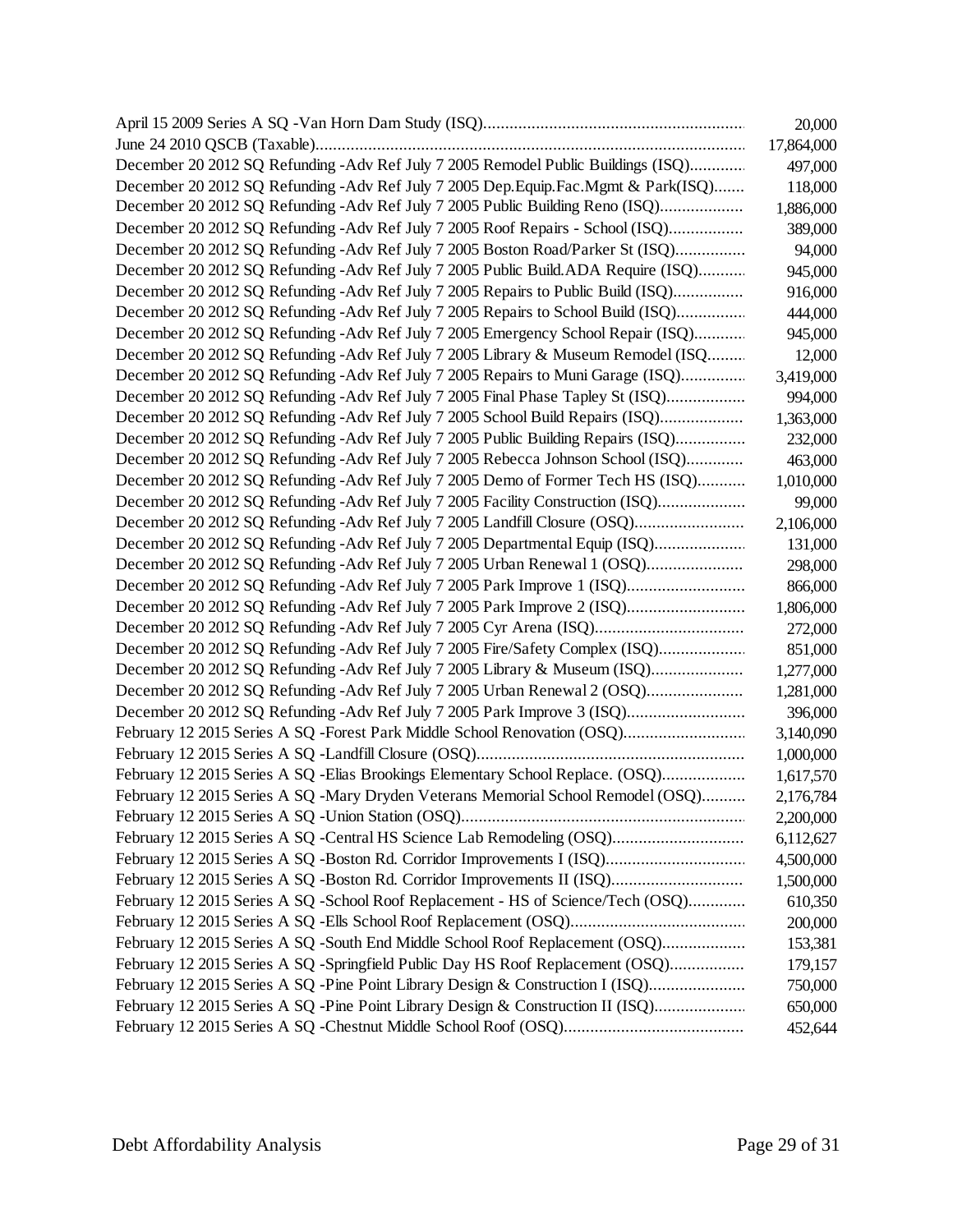| | |
|---|---|
| April 15 2009 Series A SQ -Van Horn Dam Study (ISQ)........................................................... | 20,000 |
| June 24 2010 QSCB (Taxable)................................................................................................. | 17,864,000 |
| December 20 2012 SQ Refunding -Adv Ref July 7 2005 Remodel Public Buildings (ISQ)............ | 497,000 |
| December 20 2012 SQ Refunding -Adv Ref July 7 2005 Dep.Equip.Fac.Mgmt & Park(ISQ)....... | 118,000 |
| December 20 2012 SQ Refunding -Adv Ref July 7 2005 Public Building Reno (ISQ).................. | 1,886,000 |
| December 20 2012 SQ Refunding -Adv Ref July 7 2005 Roof Repairs - School (ISQ)................. | 389,000 |
| December 20 2012 SQ Refunding -Adv Ref July 7 2005 Boston Road/Parker St (ISQ)................ | 94,000 |
| December 20 2012 SQ Refunding -Adv Ref July 7 2005 Public Build.ADA Require (ISQ)........... | 945,000 |
| December 20 2012 SQ Refunding -Adv Ref July 7 2005 Repairs to Public Build (ISQ)................ | 916,000 |
| December 20 2012 SQ Refunding -Adv Ref July 7 2005 Repairs to School Build (ISQ)................ | 444,000 |
| December 20 2012 SQ Refunding -Adv Ref July 7 2005 Emergency School Repair (ISQ)............ | 945,000 |
| December 20 2012 SQ Refunding -Adv Ref July 7 2005 Library & Museum Remodel (ISQ......... | 12,000 |
| December 20 2012 SQ Refunding -Adv Ref July 7 2005 Repairs to Muni Garage (ISQ)............... | 3,419,000 |
| December 20 2012 SQ Refunding -Adv Ref July 7 2005 Final Phase Tapley St (ISQ).................. | 994,000 |
| December 20 2012 SQ Refunding -Adv Ref July 7 2005 School Build Repairs (ISQ).................. | 1,363,000 |
| December 20 2012 SQ Refunding -Adv Ref July 7 2005 Public Building Repairs (ISQ)................ | 232,000 |
| December 20 2012 SQ Refunding -Adv Ref July 7 2005 Rebecca Johnson School (ISQ)............. | 463,000 |
| December 20 2012 SQ Refunding -Adv Ref July 7 2005 Demo of Former Tech HS (ISQ)........... | 1,010,000 |
| December 20 2012 SQ Refunding -Adv Ref July 7 2005 Facility Construction (ISQ).................... | 99,000 |
| December 20 2012 SQ Refunding -Adv Ref July 7 2005 Landfill Closure (OSQ)......................... | 2,106,000 |
| December 20 2012 SQ Refunding -Adv Ref July 7 2005 Departmental Equip (ISQ)..................... | 131,000 |
| December 20 2012 SQ Refunding -Adv Ref July 7 2005 Urban Renewal 1 (OSQ)...................... | 298,000 |
| December 20 2012 SQ Refunding -Adv Ref July 7 2005 Park Improve 1 (ISQ)........................... | 866,000 |
| December 20 2012 SQ Refunding -Adv Ref July 7 2005 Park Improve 2 (ISQ)........................... | 1,806,000 |
| December 20 2012 SQ Refunding -Adv Ref July 7 2005 Cyr Arena (ISQ).................................. | 272,000 |
| December 20 2012 SQ Refunding -Adv Ref July 7 2005 Fire/Safety Complex (ISQ).................... | 851,000 |
| December 20 2012 SQ Refunding -Adv Ref July 7 2005 Library & Museum (ISQ)..................... | 1,277,000 |
| December 20 2012 SQ Refunding -Adv Ref July 7 2005 Urban Renewal 2 (OSQ)...................... | 1,281,000 |
| December 20 2012 SQ Refunding -Adv Ref July 7 2005 Park Improve 3 (ISQ)........................... | 396,000 |
| February 12 2015 Series A SQ -Forest Park Middle School Renovation (OSQ)............................ | 3,140,090 |
| February 12 2015 Series A SQ -Landfill Closure (OSQ)............................................................. | 1,000,000 |
| February 12 2015 Series A SQ -Elias Brookings Elementary School Replace. (OSQ).................. | 1,617,570 |
| February 12 2015 Series A SQ -Mary Dryden Veterans Memorial School Remodel (OSQ).......... | 2,176,784 |
| February 12 2015 Series A SQ -Union Station (OSQ)................................................................. | 2,200,000 |
| February 12 2015 Series A SQ -Central HS Science Lab Remodeling (OSQ).............................. | 6,112,627 |
| February 12 2015 Series A SQ -Boston Rd. Corridor Improvements I (ISQ)................................ | 4,500,000 |
| February 12 2015 Series A SQ -Boston Rd. Corridor Improvements II (ISQ).............................. | 1,500,000 |
| February 12 2015 Series A SQ -School Roof Replacement - HS of Science/Tech (OSQ)............. | 610,350 |
| February 12 2015 Series A SQ -Ells School Roof Replacement (OSQ)........................................ | 200,000 |
| February 12 2015 Series A SQ -South End Middle School Roof Replacement (OSQ).................. | 153,381 |
| February 12 2015 Series A SQ -Springfield Public Day HS Roof Replacement (OSQ)................. | 179,157 |
| February 12 2015 Series A SQ -Pine Point Library Design & Construction I (ISQ)...................... | 750,000 |
| February 12 2015 Series A SQ -Pine Point Library Design & Construction II (ISQ).................... | 650,000 |
| February 12 2015 Series A SQ -Chestnut Middle School Roof (OSQ)......................................... | 452,644 |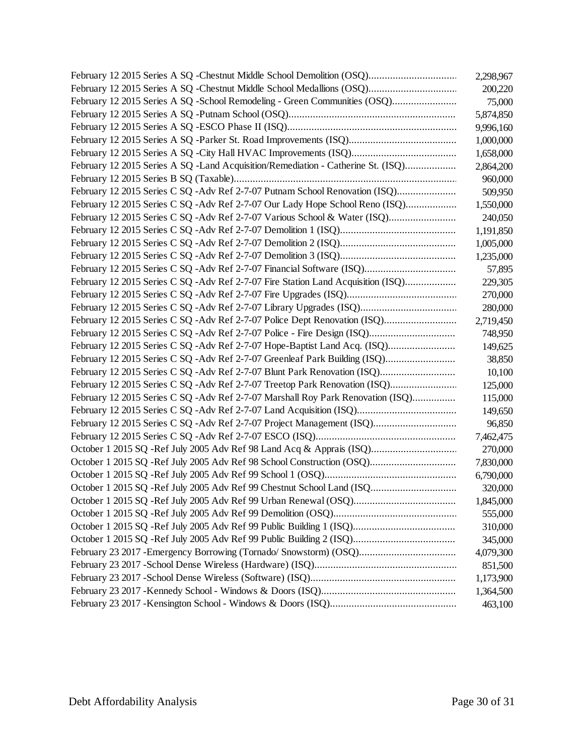| | |
|---|---|
| February 12 2015 Series A SQ -Chestnut Middle School Demolition (OSQ)................................ | 2,298,967 |
| February 12 2015 Series A SQ -Chestnut Middle School Medallions (OSQ)................................ | 200,220 |
| February 12 2015 Series A SQ -School Remodeling - Green Communities (OSQ)........................ | 75,000 |
| February 12 2015 Series A SQ -Putnam School (OSQ)............................................................. | 5,874,850 |
| February 12 2015 Series A SQ -ESCO Phase II (ISQ)............................................................... | 9,996,160 |
| February 12 2015 Series A SQ -Parker St. Road Improvements (ISQ)........................................ | 1,000,000 |
| February 12 2015 Series A SQ -City Hall HVAC Improvements (ISQ)....................................... | 1,658,000 |
| February 12 2015 Series A SQ -Land Acquisition/Remediation - Catherine St. (ISQ).................. | 2,864,200 |
| February 12 2015 Series B SQ (Taxable).................................................................................. | 960,000 |
| February 12 2015 Series C SQ -Adv Ref 2-7-07 Putnam School Renovation (ISQ)...................... | 509,950 |
| February 12 2015 Series C SQ -Adv Ref 2-7-07 Our Lady Hope School Reno (ISQ).................. | 1,550,000 |
| February 12 2015 Series C SQ -Adv Ref 2-7-07 Various School & Water (ISQ)......................... | 240,050 |
| February 12 2015 Series C SQ -Adv Ref 2-7-07 Demolition 1 (ISQ)........................................... | 1,191,850 |
| February 12 2015 Series C SQ -Adv Ref 2-7-07 Demolition 2 (ISQ)........................................... | 1,005,000 |
| February 12 2015 Series C SQ -Adv Ref 2-7-07 Demolition 3 (ISQ)........................................... | 1,235,000 |
| February 12 2015 Series C SQ -Adv Ref 2-7-07 Financial Software (ISQ)................................. | 57,895 |
| February 12 2015 Series C SQ -Adv Ref 2-7-07 Fire Station Land Acquisition (ISQ).................. | 229,305 |
| February 12 2015 Series C SQ -Adv Ref 2-7-07 Fire Upgrades (ISQ)......................................... | 270,000 |
| February 12 2015 Series C SQ -Adv Ref 2-7-07 Library Upgrades (ISQ).................................... | 280,000 |
| February 12 2015 Series C SQ -Adv Ref 2-7-07 Police Dept Renovation (ISQ)........................... | 2,719,450 |
| February 12 2015 Series C SQ -Adv Ref 2-7-07 Police - Fire Design (ISQ)................................ | 748,950 |
| February 12 2015 Series C SQ -Adv Ref 2-7-07 Hope-Baptist Land Acq. (ISQ)......................... | 149,625 |
| February 12 2015 Series C SQ -Adv Ref 2-7-07 Greenleaf Park Building (ISQ).......................... | 38,850 |
| February 12 2015 Series C SQ -Adv Ref 2-7-07 Blunt Park Renovation (ISQ)............................ | 10,100 |
| February 12 2015 Series C SQ -Adv Ref 2-7-07 Treetop Park Renovation (ISQ)......................... | 125,000 |
| February 12 2015 Series C SQ -Adv Ref 2-7-07 Marshall Roy Park Renovation (ISQ)................ | 115,000 |
| February 12 2015 Series C SQ -Adv Ref 2-7-07 Land Acquisition (ISQ).................................... | 149,650 |
| February 12 2015 Series C SQ -Adv Ref 2-7-07 Project Management (ISQ).............................. | 96,850 |
| February 12 2015 Series C SQ -Adv Ref 2-7-07 ESCO (ISQ).................................................... | 7,462,475 |
| October 1 2015 SQ -Ref July 2005 Adv Ref 98 Land Acq & Apprais (ISQ)................................ | 270,000 |
| October 1 2015 SQ -Ref July 2005 Adv Ref 98 School Construction (OSQ)................................ | 7,830,000 |
| October 1 2015 SQ -Ref July 2005 Adv Ref 99 School 1 (OSQ)................................................ | 6,790,000 |
| October 1 2015 SQ -Ref July 2005 Adv Ref 99 Chestnut School Land (ISQ............................... | 320,000 |
| October 1 2015 SQ -Ref July 2005 Adv Ref 99 Urban Renewal (OSQ)...................................... | 1,845,000 |
| October 1 2015 SQ -Ref July 2005 Adv Ref 99 Demolition (OSQ)............................................. | 555,000 |
| October 1 2015 SQ -Ref July 2005 Adv Ref 99 Public Building 1 (ISQ)...................................... | 310,000 |
| October 1 2015 SQ -Ref July 2005 Adv Ref 99 Public Building 2 (ISQ)...................................... | 345,000 |
| February 23 2017 -Emergency Borrowing (Tornado/ Snowstorm) (OSQ).................................... | 4,079,300 |
| February 23 2017 -School Dense Wireless (Hardware) (ISQ)..................................................... | 851,500 |
| February 23 2017 -School Dense Wireless (Software) (ISQ)...................................................... | 1,173,900 |
| February 23 2017 -Kennedy School - Windows & Doors (ISQ).................................................. | 1,364,500 |
| February 23 2017 -Kensington School - Windows & Doors (ISQ).............................................. | 463,100 |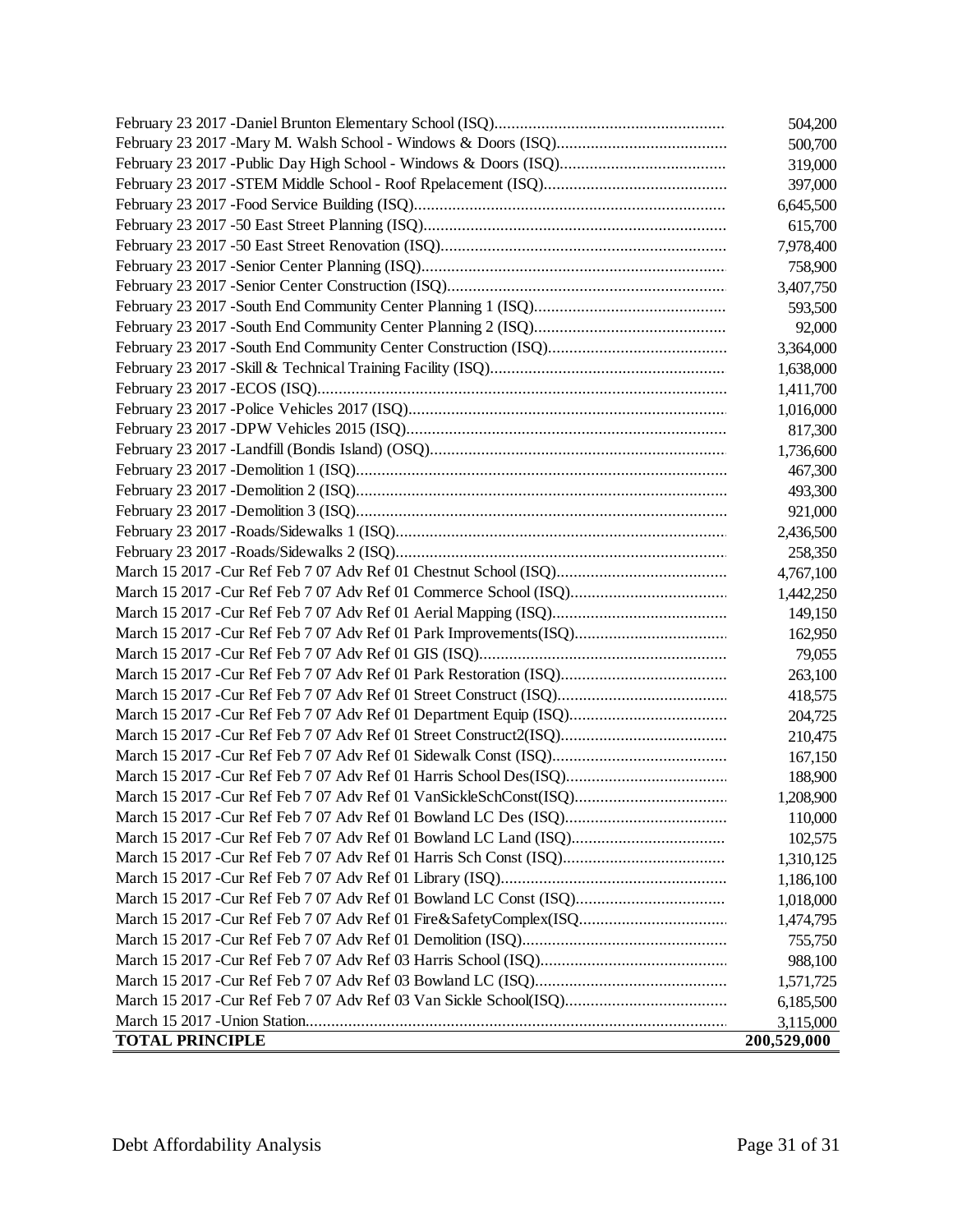| | |
|---|---|
| February 23 2017 -Daniel Brunton Elementary School (ISQ)...................................................... | 504,200 |
| February 23 2017 -Mary M. Walsh School - Windows & Doors (ISQ)........................................ | 500,700 |
| February 23 2017 -Public Day High School - Windows & Doors (ISQ)....................................... | 319,000 |
| February 23 2017 -STEM Middle School - Roof Rpelacement (ISQ)........................................... | 397,000 |
| February 23 2017 -Food Service Building (ISQ)......................................................................... | 6,645,500 |
| February 23 2017 -50 East Street Planning (ISQ)....................................................................... | 615,700 |
| February 23 2017 -50 East Street Renovation (ISQ)................................................................... | 7,978,400 |
| February 23 2017 -Senior Center Planning (ISQ)....................................................................... | 758,900 |
| February 23 2017 -Senior Center Construction (ISQ)................................................................. | 3,407,750 |
| February 23 2017 -South End Community Center Planning 1 (ISQ)............................................. | 593,500 |
| February 23 2017 -South End Community Center Planning 2 (ISQ)............................................. | 92,000 |
| February 23 2017 -South End Community Center Construction (ISQ).......................................... | 3,364,000 |
| February 23 2017 -Skill & Technical Training Facility (ISQ)....................................................... | 1,638,000 |
| February 23 2017 -ECOS (ISQ)................................................................................................ | 1,411,700 |
| February 23 2017 -Police Vehicles 2017 (ISQ)........................................................................... | 1,016,000 |
| February 23 2017 -DPW Vehicles 2015 (ISQ)............................................................................ | 817,300 |
| February 23 2017 -Landfill (Bondis Island) (OSQ)...................................................................... | 1,736,600 |
| February 23 2017 -Demolition 1 (ISQ)....................................................................................... | 467,300 |
| February 23 2017 -Demolition 2 (ISQ)....................................................................................... | 493,300 |
| February 23 2017 -Demolition 3 (ISQ)....................................................................................... | 921,000 |
| February 23 2017 -Roads/Sidewalks 1 (ISQ).............................................................................. | 2,436,500 |
| February 23 2017 -Roads/Sidewalks 2 (ISQ).............................................................................. | 258,350 |
| March 15 2017 -Cur Ref Feb 7 07 Adv Ref 01 Chestnut School (ISQ)........................................ | 4,767,100 |
| March 15 2017 -Cur Ref Feb 7 07 Adv Ref 01 Commerce School (ISQ)..................................... | 1,442,250 |
| March 15 2017 -Cur Ref Feb 7 07 Adv Ref 01 Aerial Mapping (ISQ)......................................... | 149,150 |
| March 15 2017 -Cur Ref Feb 7 07 Adv Ref 01 Park Improvements(ISQ).................................... | 162,950 |
| March 15 2017 -Cur Ref Feb 7 07 Adv Ref 01 GIS (ISQ).......................................................... | 79,055 |
| March 15 2017 -Cur Ref Feb 7 07 Adv Ref 01 Park Restoration (ISQ)....................................... | 263,100 |
| March 15 2017 -Cur Ref Feb 7 07 Adv Ref 01 Street Construct (ISQ)........................................ | 418,575 |
| March 15 2017 -Cur Ref Feb 7 07 Adv Ref 01 Department Equip (ISQ)..................................... | 204,725 |
| March 15 2017 -Cur Ref Feb 7 07 Adv Ref 01 Street Construct2(ISQ)....................................... | 210,475 |
| March 15 2017 -Cur Ref Feb 7 07 Adv Ref 01 Sidewalk Const (ISQ)......................................... | 167,150 |
| March 15 2017 -Cur Ref Feb 7 07 Adv Ref 01 Harris School Des(ISQ)...................................... | 188,900 |
| March 15 2017 -Cur Ref Feb 7 07 Adv Ref 01 VanSickleSchConst(ISQ).................................... | 1,208,900 |
| March 15 2017 -Cur Ref Feb 7 07 Adv Ref 01 Bowland LC Des (ISQ)...................................... | 110,000 |
| March 15 2017 -Cur Ref Feb 7 07 Adv Ref 01 Bowland LC Land (ISQ).................................... | 102,575 |
| March 15 2017 -Cur Ref Feb 7 07 Adv Ref 01 Harris Sch Const (ISQ)...................................... | 1,310,125 |
| March 15 2017 -Cur Ref Feb 7 07 Adv Ref 01 Library (ISQ)..................................................... | 1,186,100 |
| March 15 2017 -Cur Ref Feb 7 07 Adv Ref 01 Bowland LC Const (ISQ)................................... | 1,018,000 |
| March 15 2017 -Cur Ref Feb 7 07 Adv Ref 01 Fire&SafetyComplex(ISQ.................................. | 1,474,795 |
| March 15 2017 -Cur Ref Feb 7 07 Adv Ref 01 Demolition (ISQ)................................................ | 755,750 |
| March 15 2017 -Cur Ref Feb 7 07 Adv Ref 03 Harris School (ISQ)............................................ | 988,100 |
| March 15 2017 -Cur Ref Feb 7 07 Adv Ref 03 Bowland LC (ISQ)............................................. | 1,571,725 |
| March 15 2017 -Cur Ref Feb 7 07 Adv Ref 03 Van Sickle School(ISQ)...................................... | 6,185,500 |
| March 15 2017 -Union Station.................................................................................................. | 3,115,000 |
| **TOTAL PRINCIPLE** | **200,529,000** |